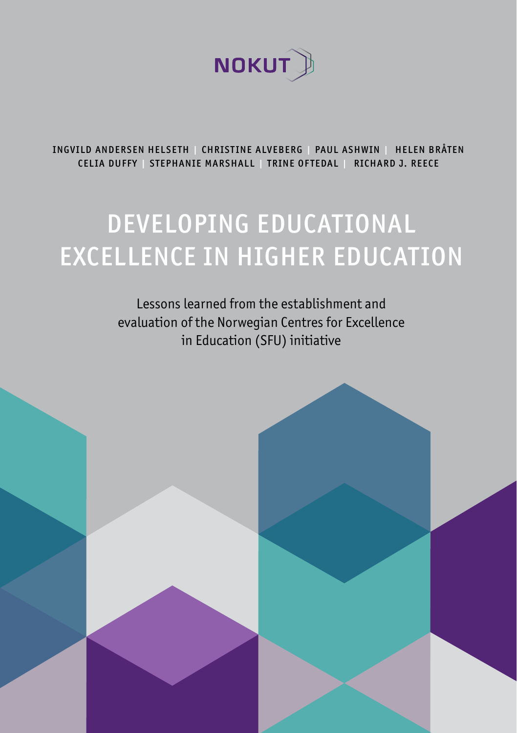NOKUT

INGVILD ANDERSEN HELSETH | CHRISTINE ALVEBERG | PAUL ASHWIN | HELEN BRÅTEN
CELIA DUFFY | STEPHANIE MARSHALL | TRINE OFTEDAL | RICHARD J. REECE

# DEVELOPING EDUCATIONAL EXCELLENCE IN HIGHER EDUCATION

Lessons learned from the establishment and evaluation of the Norwegian Centres for Excellence in Education (SFU) initiative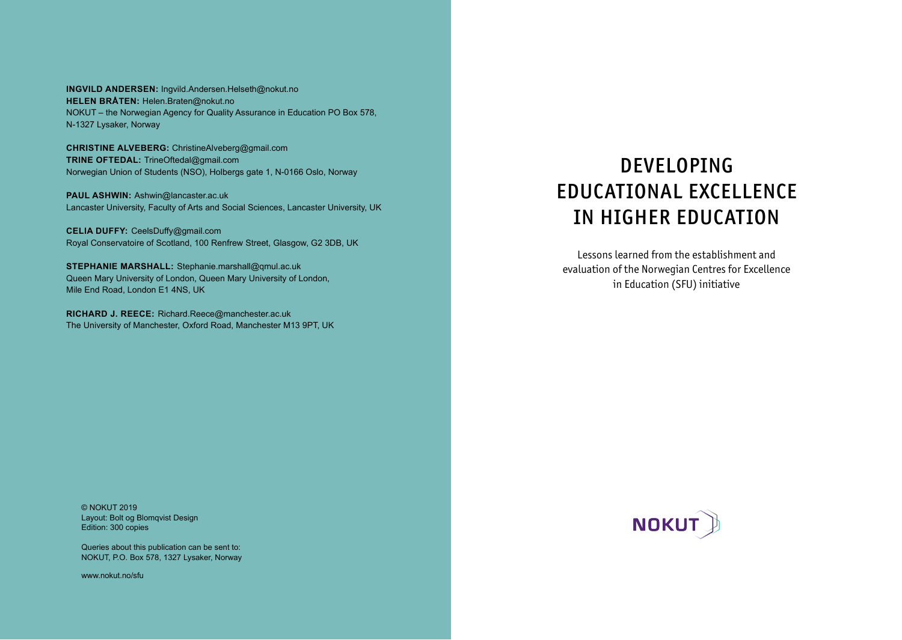**INGVILD ANDERSEN:** Ingvild.Andersen.Helseth@nokut.no
**HELEN BRÅTEN:** Helen.Braten@nokut.no
NOKUT – the Norwegian Agency for Quality Assurance in Education PO Box 578, N-1327 Lysaker, Norway

**CHRISTINE ALVEBERG:** ChristineAlveberg@gmail.com
**TRINE OFTEDAL:** TrineOftedal@gmail.com
Norwegian Union of Students (NSO), Holbergs gate 1, N-0166 Oslo, Norway

**PAUL ASHWIN:** Ashwin@lancaster.ac.uk
Lancaster University, Faculty of Arts and Social Sciences, Lancaster University, UK

**CELIA DUFFY:** CeelsDuffy@gmail.com
Royal Conservatoire of Scotland, 100 Renfrew Street, Glasgow, G2 3DB, UK

**STEPHANIE MARSHALL:** Stephanie.marshall@qmul.ac.uk
Queen Mary University of London, Queen Mary University of London, Mile End Road, London E1 4NS, UK

**RICHARD J. REECE:** Richard.Reece@manchester.ac.uk
The University of Manchester, Oxford Road, Manchester M13 9PT, UK

© NOKUT 2019
Layout: Bolt og Blomqvist Design
Edition: 300 copies

Queries about this publication can be sent to:
NOKUT, P.O. Box 578, 1327 Lysaker, Norway

www.nokut.no/sfu

# DEVELOPING EDUCATIONAL EXCELLENCE IN HIGHER EDUCATION

Lessons learned from the establishment and evaluation of the Norwegian Centres for Excellence in Education (SFU) initiative

NOKUT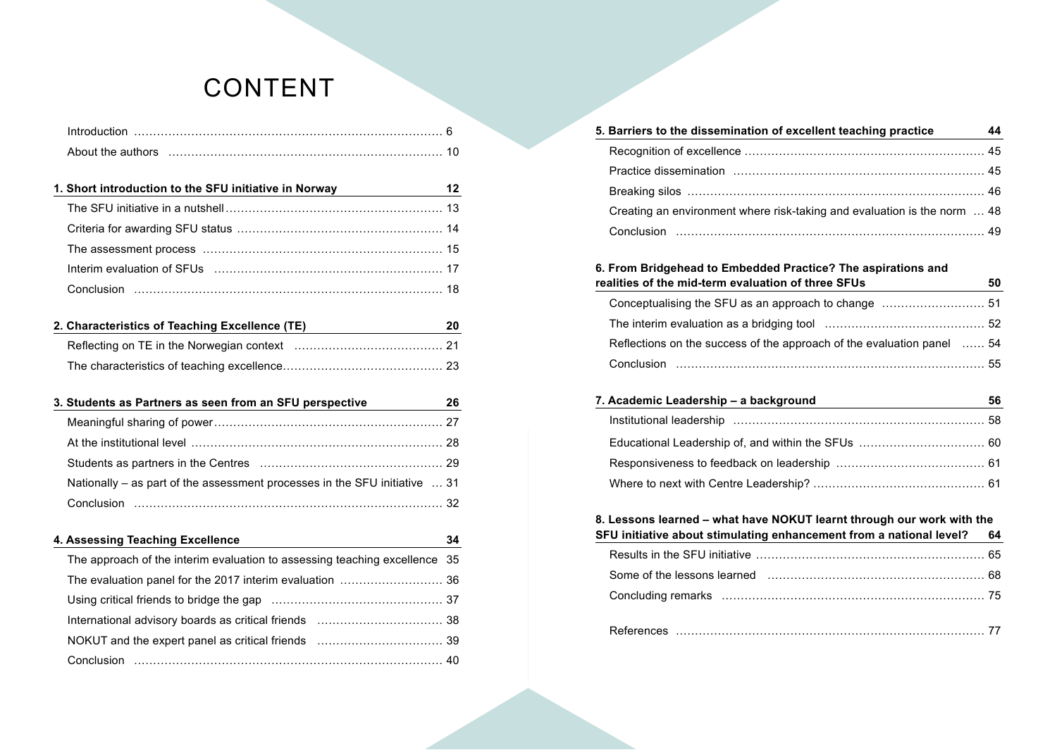# CONTENT

Introduction ... 6

About the authors ... 10

**1. Short introduction to the SFU initiative in Norway** ... **12**

- The SFU initiative in a nutshell ... 13
- Criteria for awarding SFU status ... 14
- The assessment process ... 15
- Interim evaluation of SFUs ... 17
- Conclusion ... 18

**2. Characteristics of Teaching Excellence (TE)** ... **20**

- Reflecting on TE in the Norwegian context ... 21
- The characteristics of teaching excellence ... 23

**3. Students as Partners as seen from an SFU perspective** ... **26**

- Meaningful sharing of power ... 27
- At the institutional level ... 28
- Students as partners in the Centres ... 29
- Nationally – as part of the assessment processes in the SFU initiative ... 31
- Conclusion ... 32

**4. Assessing Teaching Excellence** ... **34**

- The approach of the interim evaluation to assessing teaching excellence 35
- The evaluation panel for the 2017 interim evaluation ... 36
- Using critical friends to bridge the gap ... 37
- International advisory boards as critical friends ... 38
- NOKUT and the expert panel as critical friends ... 39
- Conclusion ... 40

**5. Barriers to the dissemination of excellent teaching practice** ... **44**

- Recognition of excellence ... 45
- Practice dissemination ... 45
- Breaking silos ... 46
- Creating an environment where risk-taking and evaluation is the norm ... 48
- Conclusion ... 49

**6. From Bridgehead to Embedded Practice? The aspirations and realities of the mid-term evaluation of three SFUs** ... **50**

- Conceptualising the SFU as an approach to change ... 51
- The interim evaluation as a bridging tool ... 52
- Reflections on the success of the approach of the evaluation panel ... 54
- Conclusion ... 55

**7. Academic Leadership – a background** ... **56**

- Institutional leadership ... 58
- Educational Leadership of, and within the SFUs ... 60
- Responsiveness to feedback on leadership ... 61
- Where to next with Centre Leadership? ... 61

**8. Lessons learned – what have NOKUT learnt through our work with the SFU initiative about stimulating enhancement from a national level?** ... **64**

- Results in the SFU initiative ... 65
- Some of the lessons learned ... 68
- Concluding remarks ... 75

References ... 77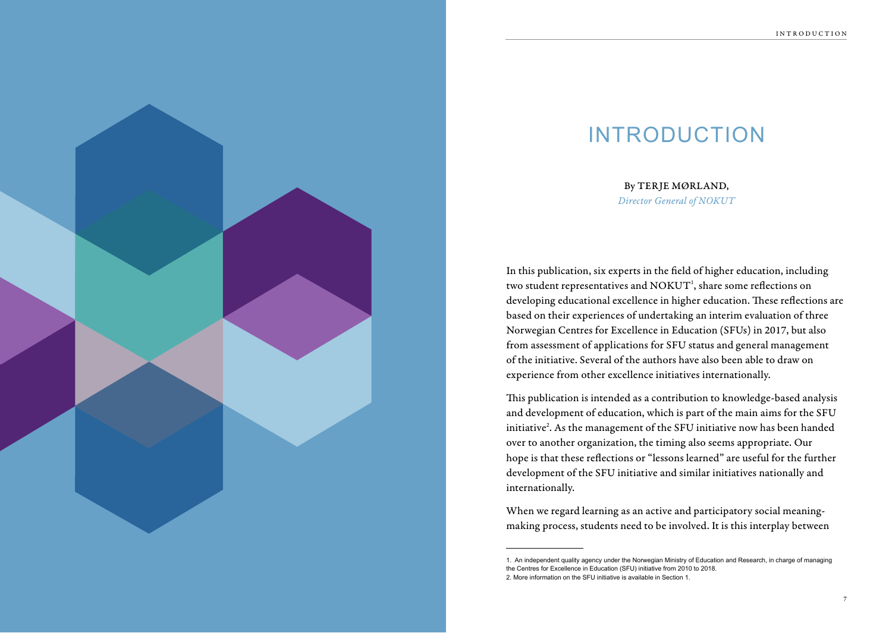# INTRODUCTION

By TERJE MØRLAND,
*Director General of NOKUT*

In this publication, six experts in the field of higher education, including two student representatives and NOKUT[1], share some reflections on developing educational excellence in higher education. These reflections are based on their experiences of undertaking an interim evaluation of three Norwegian Centres for Excellence in Education (SFUs) in 2017, but also from assessment of applications for SFU status and general management of the initiative. Several of the authors have also been able to draw on experience from other excellence initiatives internationally.

This publication is intended as a contribution to knowledge-based analysis and development of education, which is part of the main aims for the SFU initiative[2]. As the management of the SFU initiative now has been handed over to another organization, the timing also seems appropriate. Our hope is that these reflections or "lessons learned" are useful for the further development of the SFU initiative and similar initiatives nationally and internationally.

When we regard learning as an active and participatory social meaning-making process, students need to be involved. It is this interplay between

---

1. An independent quality agency under the Norwegian Ministry of Education and Research, in charge of managing the Centres for Excellence in Education (SFU) initiative from 2010 to 2018.
2. More information on the SFU initiative is available in Section 1.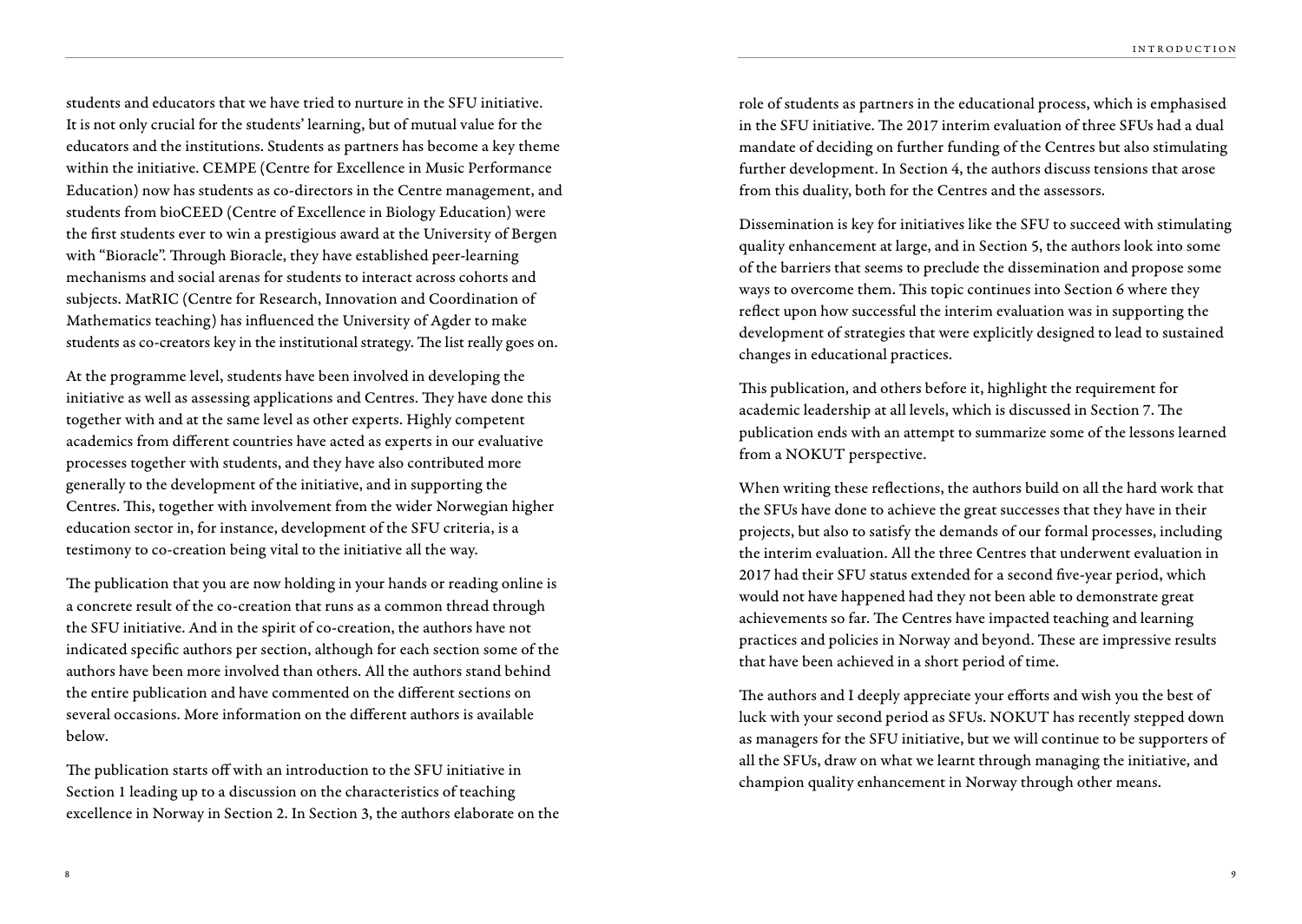students and educators that we have tried to nurture in the SFU initiative. It is not only crucial for the students' learning, but of mutual value for the educators and the institutions. Students as partners has become a key theme within the initiative. CEMPE (Centre for Excellence in Music Performance Education) now has students as co-directors in the Centre management, and students from bioCEED (Centre of Excellence in Biology Education) were the first students ever to win a prestigious award at the University of Bergen with "Bioracle". Through Bioracle, they have established peer-learning mechanisms and social arenas for students to interact across cohorts and subjects. MatRIC (Centre for Research, Innovation and Coordination of Mathematics teaching) has influenced the University of Agder to make students as co-creators key in the institutional strategy. The list really goes on.

At the programme level, students have been involved in developing the initiative as well as assessing applications and Centres. They have done this together with and at the same level as other experts. Highly competent academics from different countries have acted as experts in our evaluative processes together with students, and they have also contributed more generally to the development of the initiative, and in supporting the Centres. This, together with involvement from the wider Norwegian higher education sector in, for instance, development of the SFU criteria, is a testimony to co-creation being vital to the initiative all the way.

The publication that you are now holding in your hands or reading online is a concrete result of the co-creation that runs as a common thread through the SFU initiative. And in the spirit of co-creation, the authors have not indicated specific authors per section, although for each section some of the authors have been more involved than others. All the authors stand behind the entire publication and have commented on the different sections on several occasions. More information on the different authors is available below.

The publication starts off with an introduction to the SFU initiative in Section 1 leading up to a discussion on the characteristics of teaching excellence in Norway in Section 2. In Section 3, the authors elaborate on the role of students as partners in the educational process, which is emphasised in the SFU initiative. The 2017 interim evaluation of three SFUs had a dual mandate of deciding on further funding of the Centres but also stimulating further development. In Section 4, the authors discuss tensions that arose from this duality, both for the Centres and the assessors.

Dissemination is key for initiatives like the SFU to succeed with stimulating quality enhancement at large, and in Section 5, the authors look into some of the barriers that seems to preclude the dissemination and propose some ways to overcome them. This topic continues into Section 6 where they reflect upon how successful the interim evaluation was in supporting the development of strategies that were explicitly designed to lead to sustained changes in educational practices.

This publication, and others before it, highlight the requirement for academic leadership at all levels, which is discussed in Section 7. The publication ends with an attempt to summarize some of the lessons learned from a NOKUT perspective.

When writing these reflections, the authors build on all the hard work that the SFUs have done to achieve the great successes that they have in their projects, but also to satisfy the demands of our formal processes, including the interim evaluation. All the three Centres that underwent evaluation in 2017 had their SFU status extended for a second five-year period, which would not have happened had they not been able to demonstrate great achievements so far. The Centres have impacted teaching and learning practices and policies in Norway and beyond. These are impressive results that have been achieved in a short period of time.

The authors and I deeply appreciate your efforts and wish you the best of luck with your second period as SFUs. NOKUT has recently stepped down as managers for the SFU initiative, but we will continue to be supporters of all the SFUs, draw on what we learnt through managing the initiative, and champion quality enhancement in Norway through other means.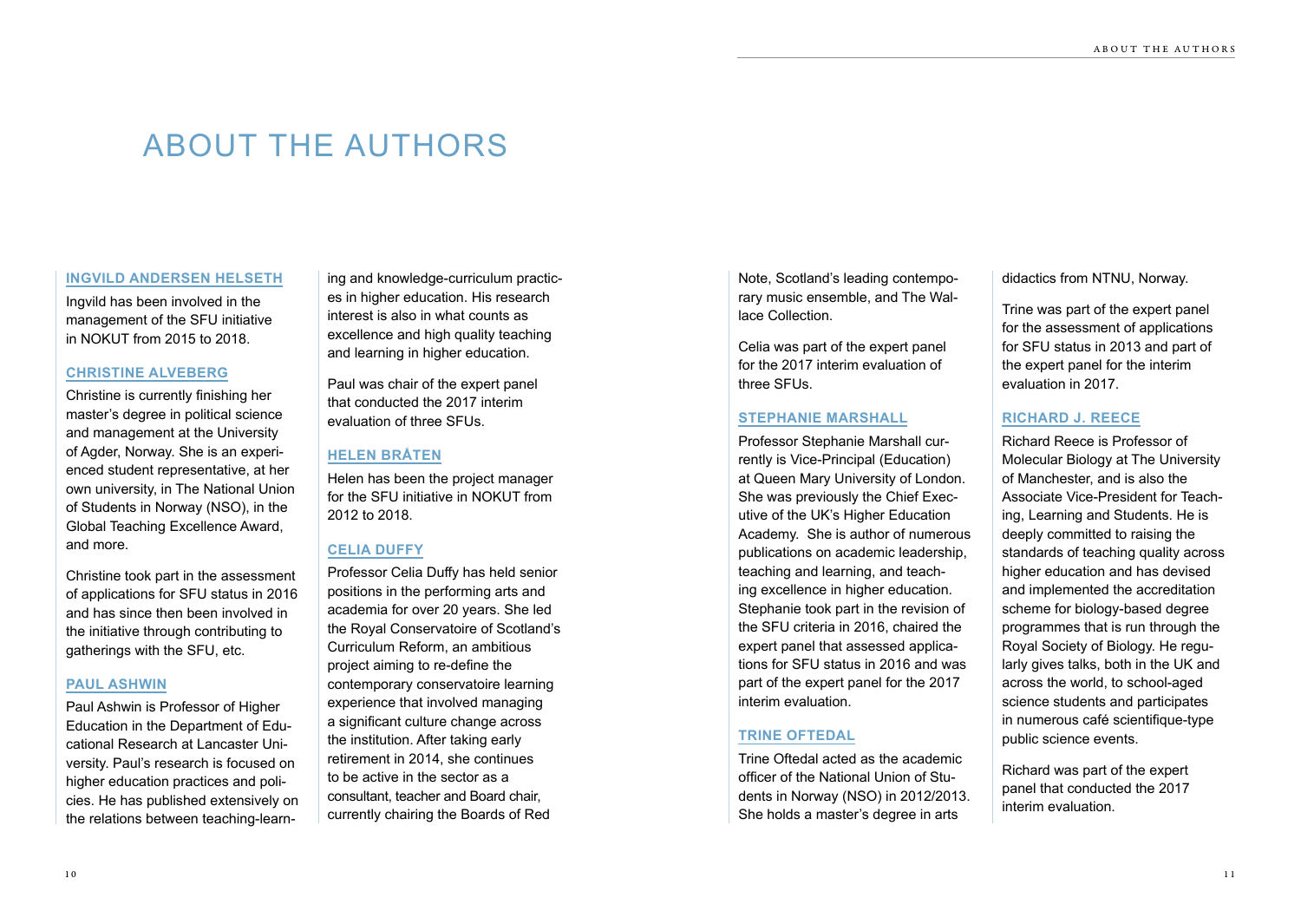# ABOUT THE AUTHORS

## INGVILD ANDERSEN HELSETH

Ingvild has been involved in the management of the SFU initiative in NOKUT from 2015 to 2018.

## CHRISTINE ALVEBERG

Christine is currently finishing her master's degree in political science and management at the University of Agder, Norway. She is an experienced student representative, at her own university, in The National Union of Students in Norway (NSO), in the Global Teaching Excellence Award, and more.

Christine took part in the assessment of applications for SFU status in 2016 and has since then been involved in the initiative through contributing to gatherings with the SFU, etc.

## PAUL ASHWIN

Paul Ashwin is Professor of Higher Education in the Department of Educational Research at Lancaster University. Paul's research is focused on higher education practices and policies. He has published extensively on the relations between teaching-learning and knowledge-curriculum practices in higher education. His research interest is also in what counts as excellence and high quality teaching and learning in higher education.

Paul was chair of the expert panel that conducted the 2017 interim evaluation of three SFUs.

## HELEN BRÅTEN

Helen has been the project manager for the SFU initiative in NOKUT from 2012 to 2018.

## CELIA DUFFY

Professor Celia Duffy has held senior positions in the performing arts and academia for over 20 years. She led the Royal Conservatoire of Scotland's Curriculum Reform, an ambitious project aiming to re-define the contemporary conservatoire learning experience that involved managing a significant culture change across the institution. After taking early retirement in 2014, she continues to be active in the sector as a consultant, teacher and Board chair, currently chairing the Boards of Red Note, Scotland's leading contemporary music ensemble, and The Wallace Collection.

Celia was part of the expert panel for the 2017 interim evaluation of three SFUs.

## STEPHANIE MARSHALL

Professor Stephanie Marshall currently is Vice-Principal (Education) at Queen Mary University of London. She was previously the Chief Executive of the UK's Higher Education Academy. She is author of numerous publications on academic leadership, teaching and learning, and teaching excellence in higher education. Stephanie took part in the revision of the SFU criteria in 2016, chaired the expert panel that assessed applications for SFU status in 2013 and was part of the expert panel for the 2017 interim evaluation.

## TRINE OFTEDAL

Trine Oftedal acted as the academic officer of the National Union of Students in Norway (NSO) in 2012/2013. She holds a master's degree in arts didactics from NTNU, Norway.

Trine was part of the expert panel for the assessment of applications for SFU status in 2013 and part of the expert panel for the interim evaluation in 2017.

## RICHARD J. REECE

Richard Reece is Professor of Molecular Biology at The University of Manchester, and is also the Associate Vice-President for Teaching, Learning and Students. He is deeply committed to raising the standards of teaching quality across higher education and has devised and implemented the accreditation scheme for biology-based degree programmes that is run through the Royal Society of Biology. He regularly gives talks, both in the UK and across the world, to school-aged science students and participates in numerous café scientifique-type public science events.

Richard was part of the expert panel that conducted the 2017 interim evaluation.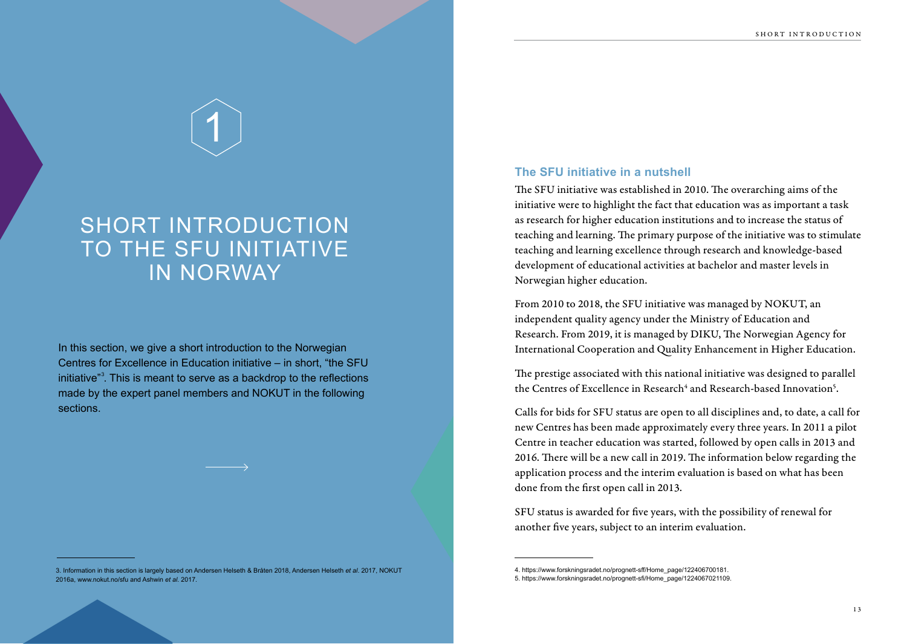# 1

# SHORT INTRODUCTION TO THE SFU INITIATIVE IN NORWAY

In this section, we give a short introduction to the Norwegian Centres for Excellence in Education initiative – in short, "the SFU initiative"[3]. This is meant to serve as a backdrop to the reflections made by the expert panel members and NOKUT in the following sections.

3. Information in this section is largely based on Andersen Helseth & Bråten 2018, Andersen Helseth *et al.* 2017, NOKUT 2016a, www.nokut.no/sfu and Ashwin *et al.* 2017.

## The SFU initiative in a nutshell

The SFU initiative was established in 2010. The overarching aims of the initiative were to highlight the fact that education was as important a task as research for higher education institutions and to increase the status of teaching and learning. The primary purpose of the initiative was to stimulate teaching and learning excellence through research and knowledge-based development of educational activities at bachelor and master levels in Norwegian higher education.

From 2010 to 2018, the SFU initiative was managed by NOKUT, an independent quality agency under the Ministry of Education and Research. From 2019, it is managed by DIKU, The Norwegian Agency for International Cooperation and Quality Enhancement in Higher Education.

The prestige associated with this national initiative was designed to parallel the Centres of Excellence in Research[4] and Research-based Innovation[5].

Calls for bids for SFU status are open to all disciplines and, to date, a call for new Centres has been made approximately every three years. In 2011 a pilot Centre in teacher education was started, followed by open calls in 2013 and 2016. There will be a new call in 2019. The information below regarding the application process and the interim evaluation is based on what has been done from the first open call in 2013.

SFU status is awarded for five years, with the possibility of renewal for another five years, subject to an interim evaluation.

4. https://www.forskningsradet.no/prognett-sff/Home_page/122406700181.
5. https://www.forskningsradet.no/prognett-sfi/Home_page/1224067021109.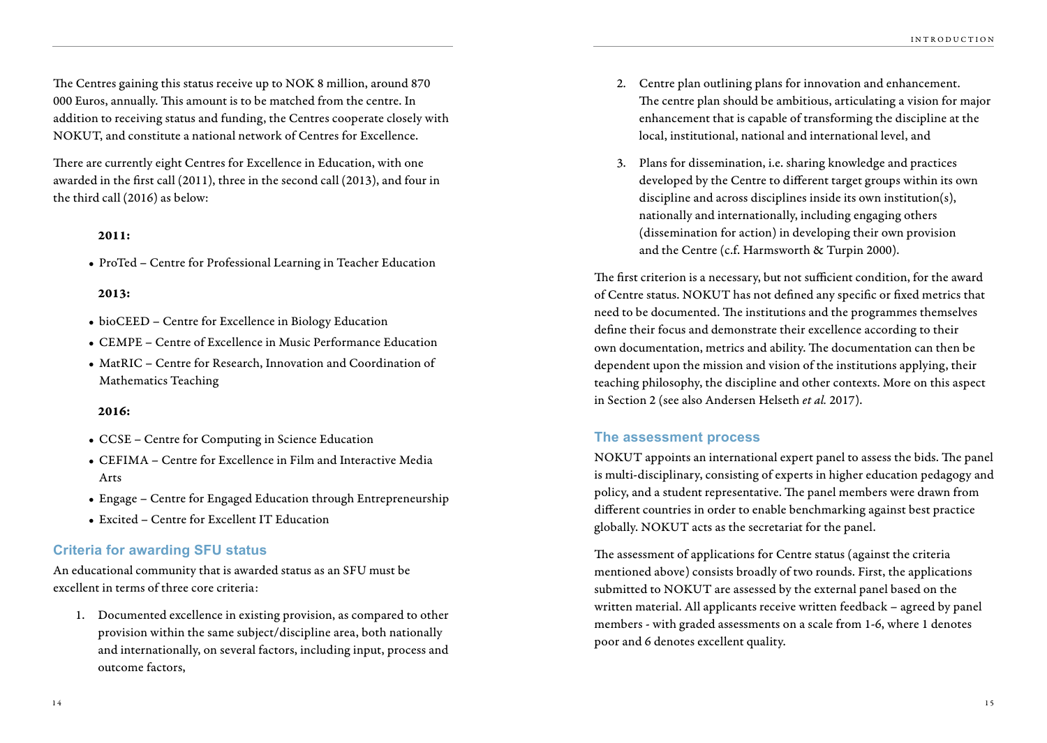The Centres gaining this status receive up to NOK 8 million, around 870 000 Euros, annually. This amount is to be matched from the centre. In addition to receiving status and funding, the Centres cooperate closely with NOKUT, and constitute a national network of Centres for Excellence.

There are currently eight Centres for Excellence in Education, with one awarded in the first call (2011), three in the second call (2013), and four in the third call (2016) as below:

**2011:**

- ProTed – Centre for Professional Learning in Teacher Education

**2013:**

- bioCEED – Centre for Excellence in Biology Education
- CEMPE – Centre of Excellence in Music Performance Education
- MatRIC – Centre for Research, Innovation and Coordination of Mathematics Teaching

**2016:**

- CCSE – Centre for Computing in Science Education
- CEFIMA – Centre for Excellence in Film and Interactive Media Arts
- Engage – Centre for Engaged Education through Entrepreneurship
- Excited – Centre for Excellent IT Education

### Criteria for awarding SFU status

An educational community that is awarded status as an SFU must be excellent in terms of three core criteria:

1. Documented excellence in existing provision, as compared to other provision within the same subject/discipline area, both nationally and internationally, on several factors, including input, process and outcome factors,
2. Centre plan outlining plans for innovation and enhancement. The centre plan should be ambitious, articulating a vision for major enhancement that is capable of transforming the discipline at the local, institutional, national and international level, and
3. Plans for dissemination, i.e. sharing knowledge and practices developed by the Centre to different target groups within its own discipline and across disciplines inside its own institution(s), nationally and internationally, including engaging others (dissemination for action) in developing their own provision and the Centre (c.f. Harmsworth & Turpin 2000).

The first criterion is a necessary, but not sufficient condition, for the award of Centre status. NOKUT has not defined any specific or fixed metrics that need to be documented. The institutions and the programmes themselves define their focus and demonstrate their excellence according to their own documentation, metrics and ability. The documentation can then be dependent upon the mission and vision of the institutions applying, their teaching philosophy, the discipline and other contexts. More on this aspect in Section 2 (see also Andersen Helseth *et al.* 2017).

### The assessment process

NOKUT appoints an international expert panel to assess the bids. The panel is multi-disciplinary, consisting of experts in higher education pedagogy and policy, and a student representative. The panel members were drawn from different countries in order to enable benchmarking against best practice globally. NOKUT acts as the secretariat for the panel.

The assessment of applications for Centre status (against the criteria mentioned above) consists broadly of two rounds. First, the applications submitted to NOKUT are assessed by the external panel based on the written material. All applicants receive written feedback – agreed by panel members - with graded assessments on a scale from 1-6, where 1 denotes poor and 6 denotes excellent quality.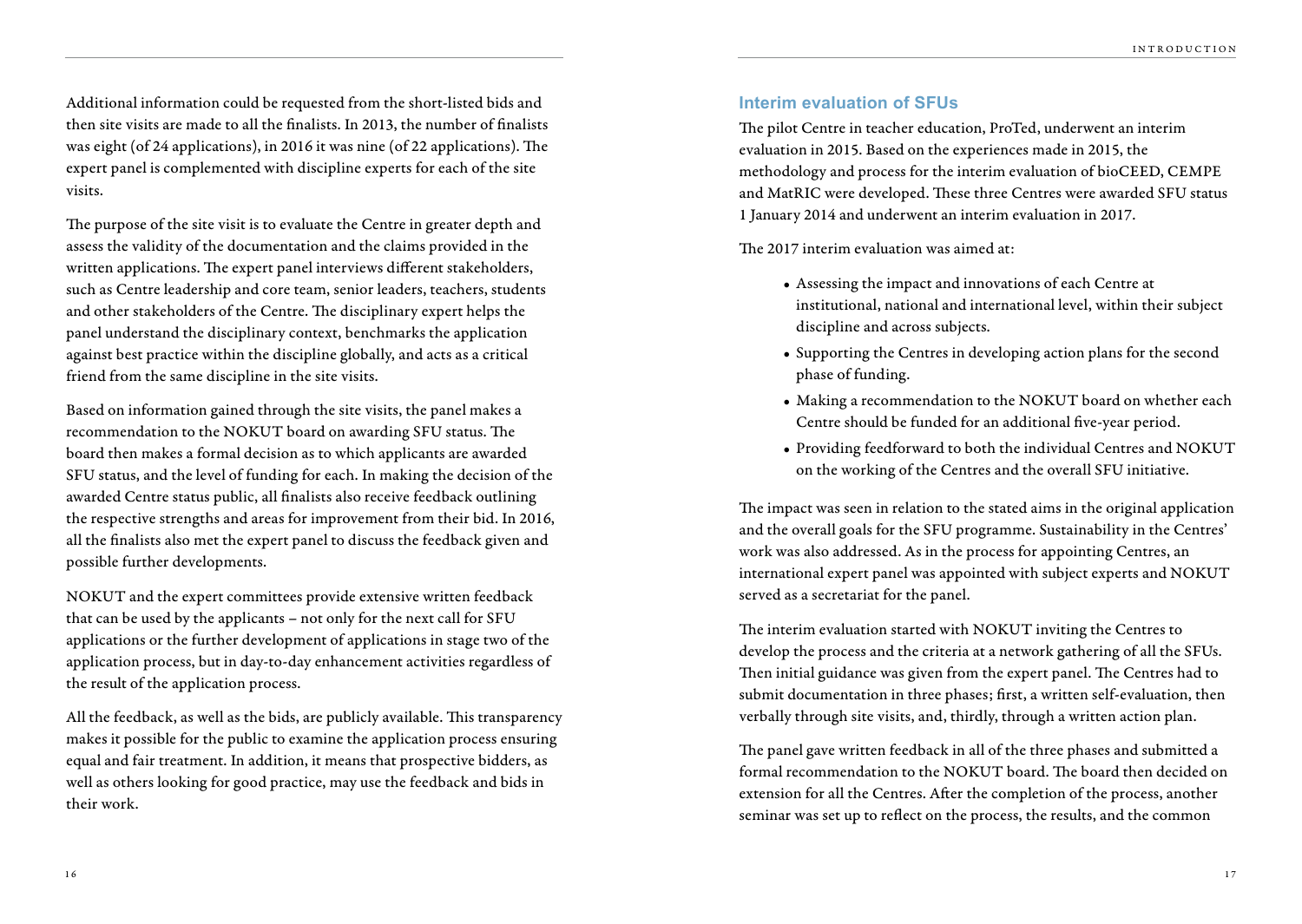Additional information could be requested from the short-listed bids and then site visits are made to all the finalists. In 2013, the number of finalists was eight (of 24 applications), in 2016 it was nine (of 22 applications). The expert panel is complemented with discipline experts for each of the site visits.

The purpose of the site visit is to evaluate the Centre in greater depth and assess the validity of the documentation and the claims provided in the written applications. The expert panel interviews different stakeholders, such as Centre leadership and core team, senior leaders, teachers, students and other stakeholders of the Centre. The disciplinary expert helps the panel understand the disciplinary context, benchmarks the application against best practice within the discipline globally, and acts as a critical friend from the same discipline in the site visits.

Based on information gained through the site visits, the panel makes a recommendation to the NOKUT board on awarding SFU status. The board then makes a formal decision as to which applicants are awarded SFU status, and the level of funding for each. In making the decision of the awarded Centre status public, all finalists also receive feedback outlining the respective strengths and areas for improvement from their bid. In 2016, all the finalists also met the expert panel to discuss the feedback given and possible further developments.

NOKUT and the expert committees provide extensive written feedback that can be used by the applicants – not only for the next call for SFU applications or the further development of applications in stage two of the application process, but in day-to-day enhancement activities regardless of the result of the application process.

All the feedback, as well as the bids, are publicly available. This transparency makes it possible for the public to examine the application process ensuring equal and fair treatment. In addition, it means that prospective bidders, as well as others looking for good practice, may use the feedback and bids in their work.

### Interim evaluation of SFUs

The pilot Centre in teacher education, ProTed, underwent an interim evaluation in 2015. Based on the experiences made in 2015, the methodology and process for the interim evaluation of bioCEED, CEMPE and MatRIC were developed. These three Centres were awarded SFU status 1 January 2014 and underwent an interim evaluation in 2017.

The 2017 interim evaluation was aimed at:

- Assessing the impact and innovations of each Centre at institutional, national and international level, within their subject discipline and across subjects.
- Supporting the Centres in developing action plans for the second phase of funding.
- Making a recommendation to the NOKUT board on whether each Centre should be funded for an additional five-year period.
- Providing feedforward to both the individual Centres and NOKUT on the working of the Centres and the overall SFU initiative.

The impact was seen in relation to the stated aims in the original application and the overall goals for the SFU programme. Sustainability in the Centres' work was also addressed. As in the process for appointing Centres, an international expert panel was appointed with subject experts and NOKUT served as a secretariat for the panel.

The interim evaluation started with NOKUT inviting the Centres to develop the process and the criteria at a network gathering of all the SFUs. Then initial guidance was given from the expert panel. The Centres had to submit documentation in three phases; first, a written self-evaluation, then verbally through site visits, and, thirdly, through a written action plan.

The panel gave written feedback in all of the three phases and submitted a formal recommendation to the NOKUT board. The board then decided on extension for all the Centres. After the completion of the process, another seminar was set up to reflect on the process, the results, and the common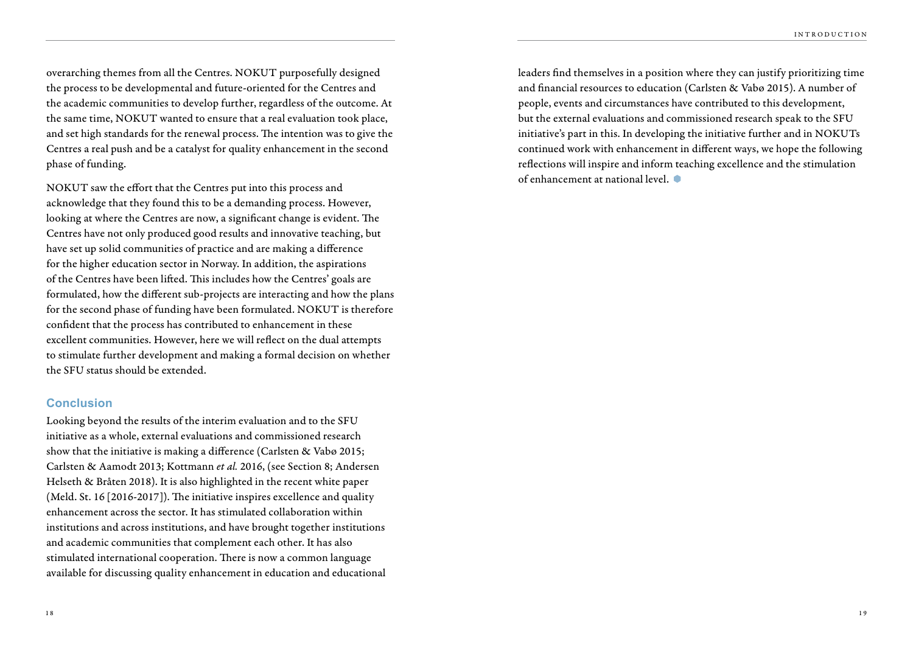overarching themes from all the Centres. NOKUT purposefully designed the process to be developmental and future-oriented for the Centres and the academic communities to develop further, regardless of the outcome. At the same time, NOKUT wanted to ensure that a real evaluation took place, and set high standards for the renewal process. The intention was to give the Centres a real push and be a catalyst for quality enhancement in the second phase of funding.

NOKUT saw the effort that the Centres put into this process and acknowledge that they found this to be a demanding process. However, looking at where the Centres are now, a significant change is evident. The Centres have not only produced good results and innovative teaching, but have set up solid communities of practice and are making a difference for the higher education sector in Norway. In addition, the aspirations of the Centres have been lifted. This includes how the Centres' goals are formulated, how the different sub-projects are interacting and how the plans for the second phase of funding have been formulated. NOKUT is therefore confident that the process has contributed to enhancement in these excellent communities. However, here we will reflect on the dual attempts to stimulate further development and making a formal decision on whether the SFU status should be extended.

## Conclusion

Looking beyond the results of the interim evaluation and to the SFU initiative as a whole, external evaluations and commissioned research show that the initiative is making a difference (Carlsten & Vabø 2015; Carlsten & Aamodt 2013; Kottmann *et al.* 2016, (see Section 8; Andersen Helseth & Bråten 2018). It is also highlighted in the recent white paper (Meld. St. 16 [2016-2017]). The initiative inspires excellence and quality enhancement across the sector. It has stimulated collaboration within institutions and across institutions, and have brought together institutions and academic communities that complement each other. It has also stimulated international cooperation. There is now a common language available for discussing quality enhancement in education and educational leaders find themselves in a position where they can justify prioritizing time and financial resources to education (Carlsten & Vabø 2015). A number of people, events and circumstances have contributed to this development, but the external evaluations and commissioned research speak to the SFU initiative's part in this. In developing the initiative further and in NOKUTs continued work with enhancement in different ways, we hope the following reflections will inspire and inform teaching excellence and the stimulation of enhancement at national level.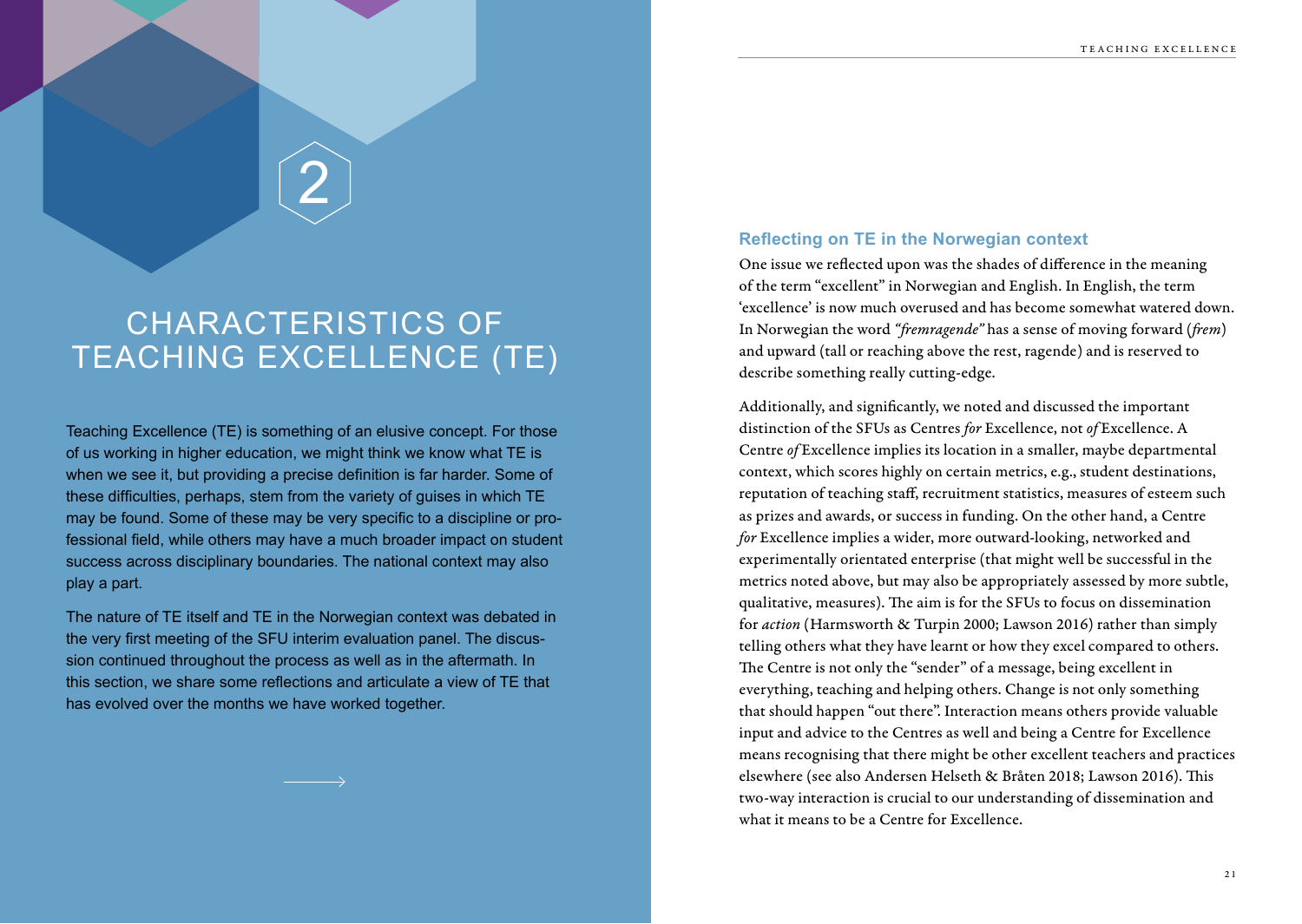# 2

# CHARACTERISTICS OF TEACHING EXCELLENCE (TE)

Teaching Excellence (TE) is something of an elusive concept. For those of us working in higher education, we might think we know what TE is when we see it, but providing a precise definition is far harder. Some of these difficulties, perhaps, stem from the variety of guises in which TE may be found. Some of these may be very specific to a discipline or professional field, while others may have a much broader impact on student success across disciplinary boundaries. The national context may also play a part.

The nature of TE itself and TE in the Norwegian context was debated in the very first meeting of the SFU interim evaluation panel. The discussion continued throughout the process as well as in the aftermath. In this section, we share some reflections and articulate a view of TE that has evolved over the months we have worked together.

## Reflecting on TE in the Norwegian context

One issue we reflected upon was the shades of difference in the meaning of the term "excellent" in Norwegian and English. In English, the term 'excellence' is now much overused and has become somewhat watered down. In Norwegian the word *"fremragende"* has a sense of moving forward (*frem*) and upward (tall or reaching above the rest, ragende) and is reserved to describe something really cutting-edge.

Additionally, and significantly, we noted and discussed the important distinction of the SFUs as Centres *for* Excellence, not *of* Excellence. A Centre *of* Excellence implies its location in a smaller, maybe departmental context, which scores highly on certain metrics, e.g., student destinations, reputation of teaching staff, recruitment statistics, measures of esteem such as prizes and awards, or success in funding. On the other hand, a Centre *for* Excellence implies a wider, more outward-looking, networked and experimentally orientated enterprise (that might well be successful in the metrics noted above, but may also be appropriately assessed by more subtle, qualitative, measures). The aim is for the SFUs to focus on dissemination for *action* (Harmsworth & Turpin 2000; Lawson 2016) rather than simply telling others what they have learnt or how they excel compared to others. The Centre is not only the "sender" of a message, being excellent in everything, teaching and helping others. Change is not only something that should happen "out there". Interaction means others provide valuable input and advice to the Centres as well and being a Centre for Excellence means recognising that there might be other excellent teachers and practices elsewhere (see also Andersen Helseth & Bråten 2018; Lawson 2016). This two-way interaction is crucial to our understanding of dissemination and what it means to be a Centre for Excellence.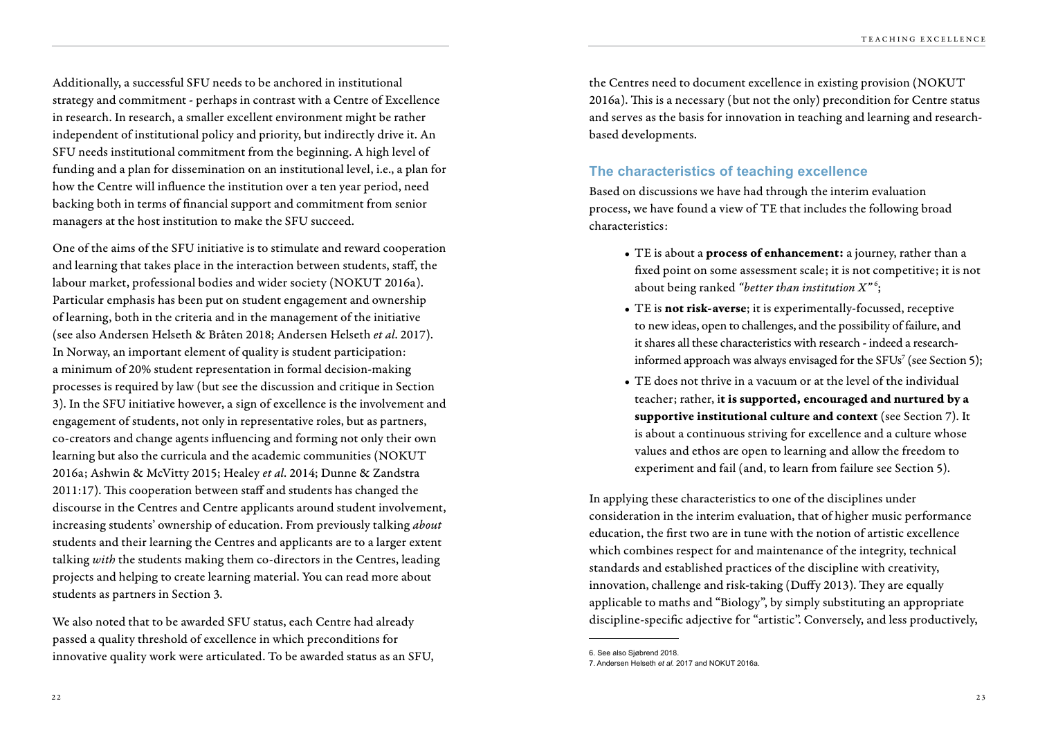Additionally, a successful SFU needs to be anchored in institutional strategy and commitment - perhaps in contrast with a Centre of Excellence in research. In research, a smaller excellent environment might be rather independent of institutional policy and priority, but indirectly drive it. An SFU needs institutional commitment from the beginning. A high level of funding and a plan for dissemination on an institutional level, i.e., a plan for how the Centre will influence the institution over a ten year period, need backing both in terms of financial support and commitment from senior managers at the host institution to make the SFU succeed.

One of the aims of the SFU initiative is to stimulate and reward cooperation and learning that takes place in the interaction between students, staff, the labour market, professional bodies and wider society (NOKUT 2016a). Particular emphasis has been put on student engagement and ownership of learning, both in the criteria and in the management of the initiative (see also Andersen Helseth & Bråten 2018; Andersen Helseth *et al*. 2017). In Norway, an important element of quality is student participation: a minimum of 20% student representation in formal decision-making processes is required by law (but see the discussion and critique in Section 3). In the SFU initiative however, a sign of excellence is the involvement and engagement of students, not only in representative roles, but as partners, co-creators and change agents influencing and forming not only their own learning but also the curricula and the academic communities (NOKUT 2016a; Ashwin & McVitty 2015; Healey *et al*. 2014; Dunne & Zandstra 2011:17). This cooperation between staff and students has changed the discourse in the Centres and Centre applicants around student involvement, increasing students' ownership of education. From previously talking *about* students and their learning the Centres and applicants are to a larger extent talking *with* the students making them co-directors in the Centres, leading projects and helping to create learning material. You can read more about students as partners in Section 3.

We also noted that to be awarded SFU status, each Centre had already passed a quality threshold of excellence in which preconditions for innovative quality work were articulated. To be awarded status as an SFU, the Centres need to document excellence in existing provision (NOKUT 2016a). This is a necessary (but not the only) precondition for Centre status and serves as the basis for innovation in teaching and learning and research-based developments.

## The characteristics of teaching excellence

Based on discussions we have had through the interim evaluation process, we have found a view of TE that includes the following broad characteristics:

- TE is about a **process of enhancement:** a journey, rather than a fixed point on some assessment scale; it is not competitive; it is not about being ranked *"better than institution X"*[6];
- TE is **not risk-averse**; it is experimentally-focussed, receptive to new ideas, open to challenges, and the possibility of failure, and it shares all these characteristics with research - indeed a research-informed approach was always envisaged for the SFUs[7] (see Section 5);
- TE does not thrive in a vacuum or at the level of the individual teacher; rather, i**t is supported, encouraged and nurtured by a supportive institutional culture and context** (see Section 7). It is about a continuous striving for excellence and a culture whose values and ethos are open to learning and allow the freedom to experiment and fail (and, to learn from failure see Section 5).

In applying these characteristics to one of the disciplines under consideration in the interim evaluation, that of higher music performance education, the first two are in tune with the notion of artistic excellence which combines respect for and maintenance of the integrity, technical standards and established practices of the discipline with creativity, innovation, challenge and risk-taking (Duffy 2013). They are equally applicable to maths and "Biology", by simply substituting an appropriate discipline-specific adjective for "artistic". Conversely, and less productively,

6. See also Sjøbrend 2018.
7. Andersen Helseth *et al.* 2017 and NOKUT 2016a.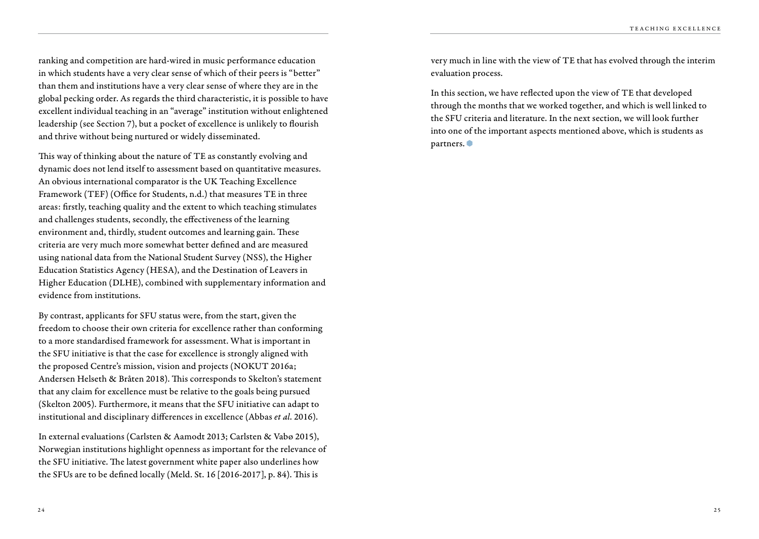ranking and competition are hard-wired in music performance education in which students have a very clear sense of which of their peers is "better" than them and institutions have a very clear sense of where they are in the global pecking order. As regards the third characteristic, it is possible to have excellent individual teaching in an "average" institution without enlightened leadership (see Section 7), but a pocket of excellence is unlikely to flourish and thrive without being nurtured or widely disseminated.

This way of thinking about the nature of TE as constantly evolving and dynamic does not lend itself to assessment based on quantitative measures. An obvious international comparator is the UK Teaching Excellence Framework (TEF) (Office for Students, n.d.) that measures TE in three areas: firstly, teaching quality and the extent to which teaching stimulates and challenges students, secondly, the effectiveness of the learning environment and, thirdly, student outcomes and learning gain. These criteria are very much more somewhat better defined and are measured using national data from the National Student Survey (NSS), the Higher Education Statistics Agency (HESA), and the Destination of Leavers in Higher Education (DLHE), combined with supplementary information and evidence from institutions.

By contrast, applicants for SFU status were, from the start, given the freedom to choose their own criteria for excellence rather than conforming to a more standardised framework for assessment. What is important in the SFU initiative is that the case for excellence is strongly aligned with the proposed Centre's mission, vision and projects (NOKUT 2016a; Andersen Helseth & Bråten 2018). This corresponds to Skelton's statement that any claim for excellence must be relative to the goals being pursued (Skelton 2005). Furthermore, it means that the SFU initiative can adapt to institutional and disciplinary differences in excellence (Abbas *et al*. 2016).

In external evaluations (Carlsten & Aamodt 2013; Carlsten & Vabø 2015), Norwegian institutions highlight openness as important for the relevance of the SFU initiative. The latest government white paper also underlines how the SFUs are to be defined locally (Meld. St. 16 [2016-2017], p. 84). This is very much in line with the view of TE that has evolved through the interim evaluation process.

In this section, we have reflected upon the view of TE that developed through the months that we worked together, and which is well linked to the SFU criteria and literature. In the next section, we will look further into one of the important aspects mentioned above, which is students as partners.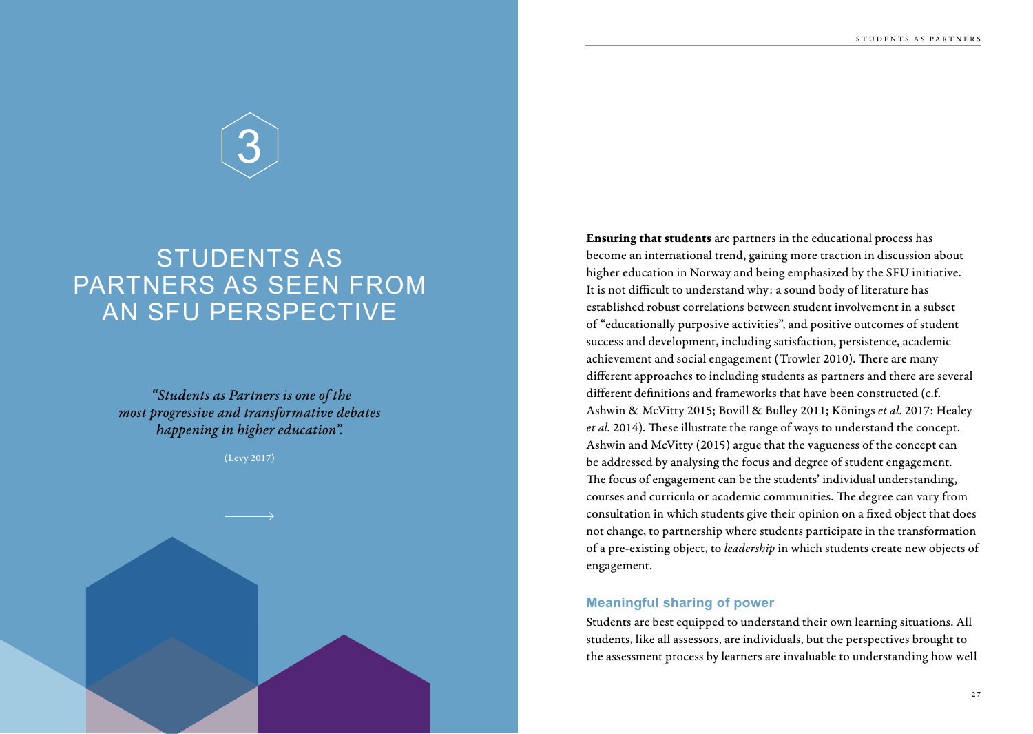# 3

# STUDENTS AS PARTNERS AS SEEN FROM AN SFU PERSPECTIVE

*"Students as Partners is one of the most progressive and transformative debates happening in higher education".*

(Levy 2017)

**Ensuring that students** are partners in the educational process has become an international trend, gaining more traction in discussion about higher education in Norway and being emphasized by the SFU initiative. It is not difficult to understand why: a sound body of literature has established robust correlations between student involvement in a subset of "educationally purposive activities", and positive outcomes of student success and development, including satisfaction, persistence, academic achievement and social engagement (Trowler 2010). There are many different approaches to including students as partners and there are several different definitions and frameworks that have been constructed (c.f. Ashwin & McVitty 2015; Bovill & Bulley 2011; Könings *et al*. 2017: Healey *et al.* 2014). These illustrate the range of ways to understand the concept. Ashwin and McVitty (2015) argue that the vagueness of the concept can be addressed by analysing the focus and degree of student engagement. The focus of engagement can be the students' individual understanding, courses and curricula or academic communities. The degree can vary from consultation in which students give their opinion on a fixed object that does not change, to partnership where students participate in the transformation of a pre-existing object, to *leadership* in which students create new objects of engagement.

## Meaningful sharing of power

Students are best equipped to understand their own learning situations. All students, like all assessors, are individuals, but the perspectives brought to the assessment process by learners are invaluable to understanding how well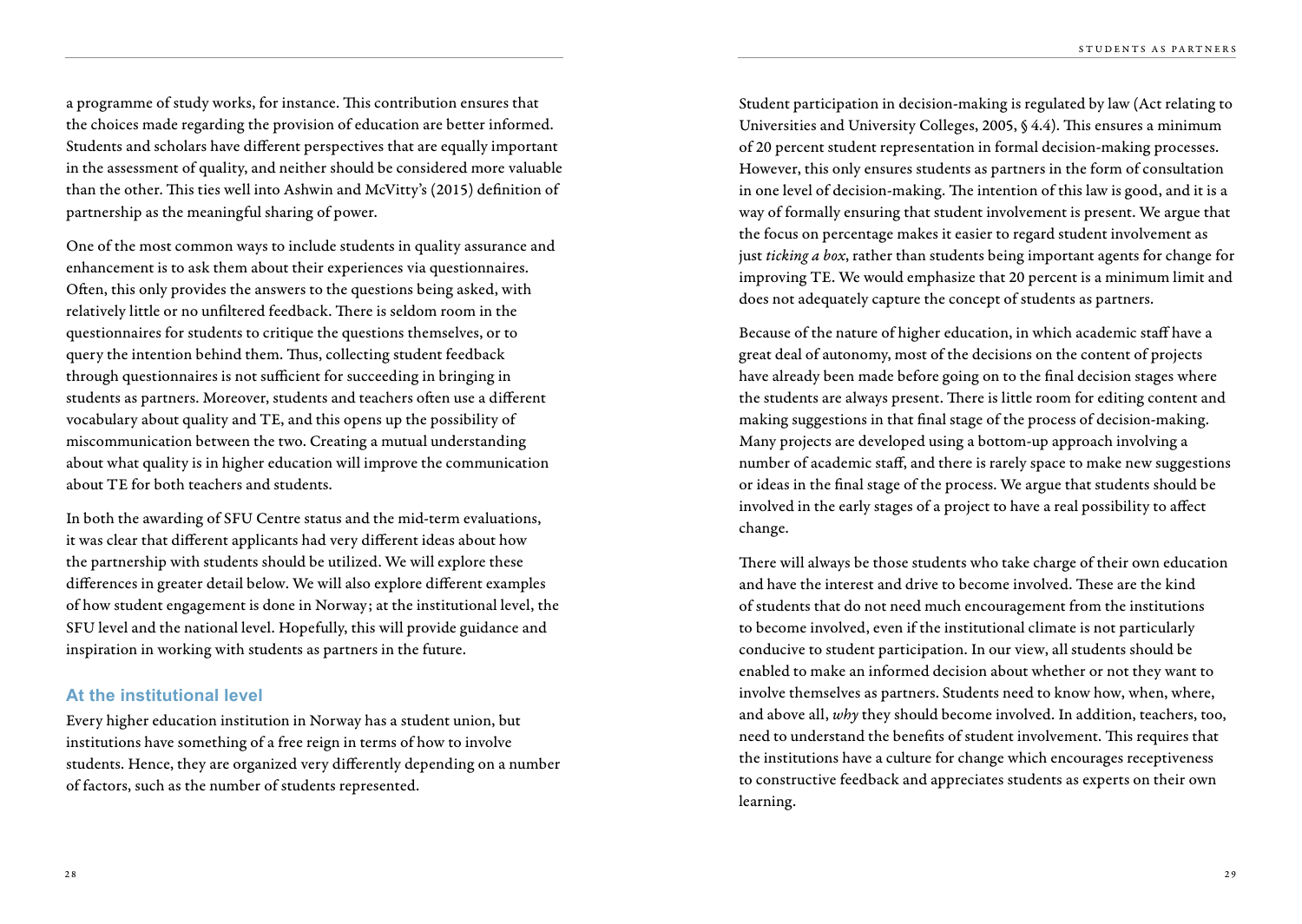a programme of study works, for instance. This contribution ensures that the choices made regarding the provision of education are better informed. Students and scholars have different perspectives that are equally important in the assessment of quality, and neither should be considered more valuable than the other. This ties well into Ashwin and McVitty's (2015) definition of partnership as the meaningful sharing of power.

One of the most common ways to include students in quality assurance and enhancement is to ask them about their experiences via questionnaires. Often, this only provides the answers to the questions being asked, with relatively little or no unfiltered feedback. There is seldom room in the questionnaires for students to critique the questions themselves, or to query the intention behind them. Thus, collecting student feedback through questionnaires is not sufficient for succeeding in bringing in students as partners. Moreover, students and teachers often use a different vocabulary about quality and TE, and this opens up the possibility of miscommunication between the two. Creating a mutual understanding about what quality is in higher education will improve the communication about TE for both teachers and students.

In both the awarding of SFU Centre status and the mid-term evaluations, it was clear that different applicants had very different ideas about how the partnership with students should be utilized. We will explore these differences in greater detail below. We will also explore different examples of how student engagement is done in Norway; at the institutional level, the SFU level and the national level. Hopefully, this will provide guidance and inspiration in working with students as partners in the future.

### At the institutional level

Every higher education institution in Norway has a student union, but institutions have something of a free reign in terms of how to involve students. Hence, they are organized very differently depending on a number of factors, such as the number of students represented.

Student participation in decision-making is regulated by law (Act relating to Universities and University Colleges, 2005, § 4.4). This ensures a minimum of 20 percent student representation in formal decision-making processes. However, this only ensures students as partners in the form of consultation in one level of decision-making. The intention of this law is good, and it is a way of formally ensuring that student involvement is present. We argue that the focus on percentage makes it easier to regard student involvement as just *ticking a box*, rather than students being important agents for change for improving TE. We would emphasize that 20 percent is a minimum limit and does not adequately capture the concept of students as partners.

Because of the nature of higher education, in which academic staff have a great deal of autonomy, most of the decisions on the content of projects have already been made before going on to the final decision stages where the students are always present. There is little room for editing content and making suggestions in that final stage of the process of decision-making. Many projects are developed using a bottom-up approach involving a number of academic staff, and there is rarely space to make new suggestions or ideas in the final stage of the process. We argue that students should be involved in the early stages of a project to have a real possibility to affect change.

There will always be those students who take charge of their own education and have the interest and drive to become involved. These are the kind of students that do not need much encouragement from the institutions to become involved, even if the institutional climate is not particularly conducive to student participation. In our view, all students should be enabled to make an informed decision about whether or not they want to involve themselves as partners. Students need to know how, when, where, and above all, *why* they should become involved. In addition, teachers, too, need to understand the benefits of student involvement. This requires that the institutions have a culture for change which encourages receptiveness to constructive feedback and appreciates students as experts on their own learning.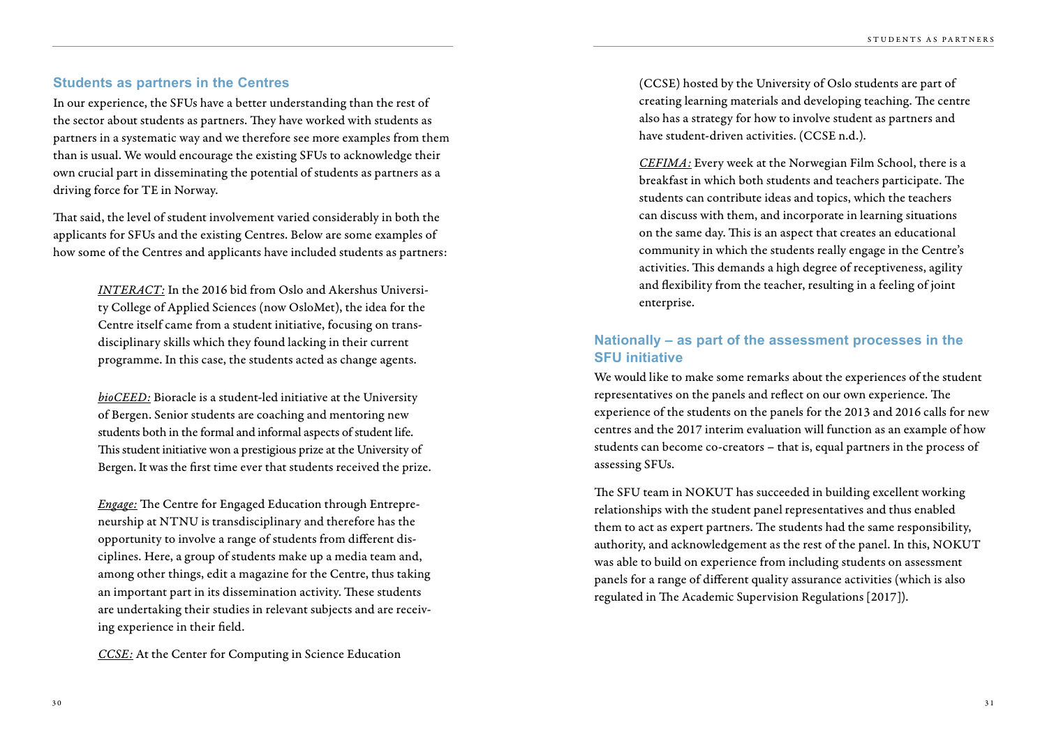## Students as partners in the Centres

In our experience, the SFUs have a better understanding than the rest of the sector about students as partners. They have worked with students as partners in a systematic way and we therefore see more examples from them than is usual. We would encourage the existing SFUs to acknowledge their own crucial part in disseminating the potential of students as partners as a driving force for TE in Norway.

That said, the level of student involvement varied considerably in both the applicants for SFUs and the existing Centres. Below are some examples of how some of the Centres and applicants have included students as partners:

> *INTERACT:* In the 2016 bid from Oslo and Akershus University College of Applied Sciences (now OsloMet), the idea for the Centre itself came from a student initiative, focusing on transdisciplinary skills which they found lacking in their current programme. In this case, the students acted as change agents.
>
> *bioCEED:* Bioracle is a student-led initiative at the University of Bergen. Senior students are coaching and mentoring new students both in the formal and informal aspects of student life. This student initiative won a prestigious prize at the University of Bergen. It was the first time ever that students received the prize.
>
> *Engage:* The Centre for Engaged Education through Entrepreneurship at NTNU is transdisciplinary and therefore has the opportunity to involve a range of students from different disciplines. Here, a group of students make up a media team and, among other things, edit a magazine for the Centre, thus taking an important part in its dissemination activity. These students are undertaking their studies in relevant subjects and are receiving experience in their field.
>
> *CCSE:* At the Center for Computing in Science Education (CCSE) hosted by the University of Oslo students are part of creating learning materials and developing teaching. The centre also has a strategy for how to involve student as partners and have student-driven activities. (CCSE n.d.).
>
> *CEFIMA:* Every week at the Norwegian Film School, there is a breakfast in which both students and teachers participate. The students can contribute ideas and topics, which the teachers can discuss with them, and incorporate in learning situations on the same day. This is an aspect that creates an educational community in which the students really engage in the Centre's activities. This demands a high degree of receptiveness, agility and flexibility from the teacher, resulting in a feeling of joint enterprise.

## Nationally – as part of the assessment processes in the SFU initiative

We would like to make some remarks about the experiences of the student representatives on the panels and reflect on our own experience. The experience of the students on the panels for the 2013 and 2016 calls for new centres and the 2017 interim evaluation will function as an example of how students can become co-creators – that is, equal partners in the process of assessing SFUs.

The SFU team in NOKUT has succeeded in building excellent working relationships with the student panel representatives and thus enabled them to act as expert partners. The students had the same responsibility, authority, and acknowledgement as the rest of the panel. In this, NOKUT was able to build on experience from including students on assessment panels for a range of different quality assurance activities (which is also regulated in The Academic Supervision Regulations [2017]).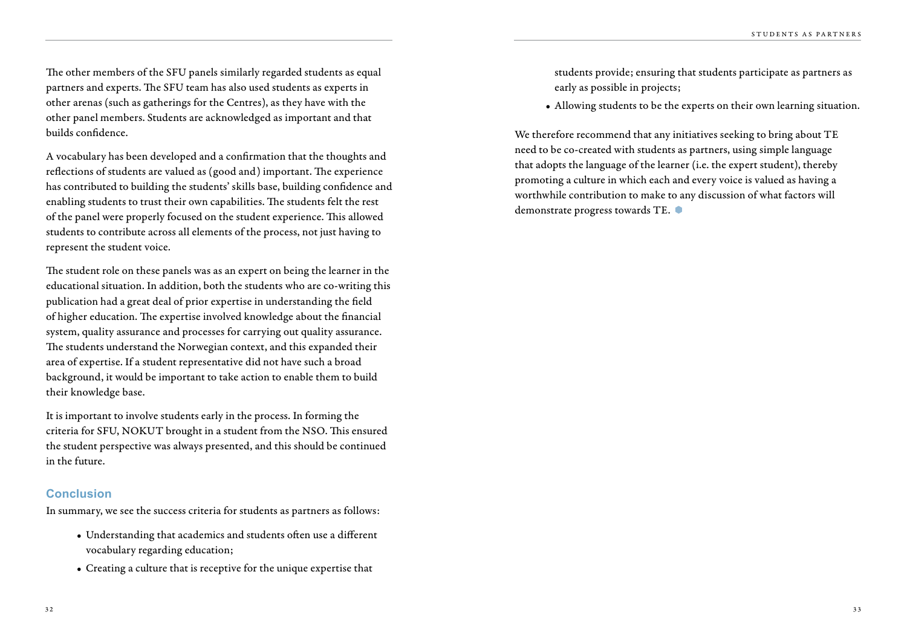The other members of the SFU panels similarly regarded students as equal partners and experts. The SFU team has also used students as experts in other arenas (such as gatherings for the Centres), as they have with the other panel members. Students are acknowledged as important and that builds confidence.

A vocabulary has been developed and a confirmation that the thoughts and reflections of students are valued as (good and) important. The experience has contributed to building the students' skills base, building confidence and enabling students to trust their own capabilities. The students felt the rest of the panel were properly focused on the student experience. This allowed students to contribute across all elements of the process, not just having to represent the student voice.

The student role on these panels was as an expert on being the learner in the educational situation. In addition, both the students who are co-writing this publication had a great deal of prior expertise in understanding the field of higher education. The expertise involved knowledge about the financial system, quality assurance and processes for carrying out quality assurance. The students understand the Norwegian context, and this expanded their area of expertise. If a student representative did not have such a broad background, it would be important to take action to enable them to build their knowledge base.

It is important to involve students early in the process. In forming the criteria for SFU, NOKUT brought in a student from the NSO. This ensured the student perspective was always presented, and this should be continued in the future.

## Conclusion

In summary, we see the success criteria for students as partners as follows:

- Understanding that academics and students often use a different vocabulary regarding education;
- Creating a culture that is receptive for the unique expertise that students provide; ensuring that students participate as partners as early as possible in projects;
- Allowing students to be the experts on their own learning situation.

We therefore recommend that any initiatives seeking to bring about TE need to be co-created with students as partners, using simple language that adopts the language of the learner (i.e. the expert student), thereby promoting a culture in which each and every voice is valued as having a worthwhile contribution to make to any discussion of what factors will demonstrate progress towards TE.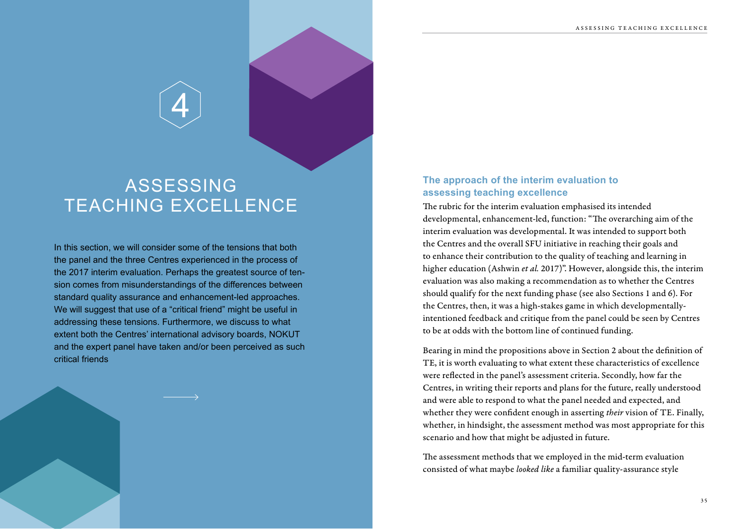# 4

# ASSESSING TEACHING EXCELLENCE

In this section, we will consider some of the tensions that both the panel and the three Centres experienced in the process of the 2017 interim evaluation. Perhaps the greatest source of tension comes from misunderstandings of the differences between standard quality assurance and enhancement-led approaches. We will suggest that use of a "critical friend" might be useful in addressing these tensions. Furthermore, we discuss to what extent both the Centres' international advisory boards, NOKUT and the expert panel have taken and/or been perceived as such critical friends

## The approach of the interim evaluation to assessing teaching excellence

The rubric for the interim evaluation emphasised its intended developmental, enhancement-led, function: "The overarching aim of the interim evaluation was developmental. It was intended to support both the Centres and the overall SFU initiative in reaching their goals and to enhance their contribution to the quality of teaching and learning in higher education (Ashwin *et al.* 2017)". However, alongside this, the interim evaluation was also making a recommendation as to whether the Centres should qualify for the next funding phase (see also Sections 1 and 6). For the Centres, then, it was a high-stakes game in which developmentally-intentioned feedback and critique from the panel could be seen by Centres to be at odds with the bottom line of continued funding.

Bearing in mind the propositions above in Section 2 about the definition of TE, it is worth evaluating to what extent these characteristics of excellence were reflected in the panel's assessment criteria. Secondly, how far the Centres, in writing their reports and plans for the future, really understood and were able to respond to what the panel needed and expected, and whether they were confident enough in asserting *their* vision of TE. Finally, whether, in hindsight, the assessment method was most appropriate for this scenario and how that might be adjusted in future.

The assessment methods that we employed in the mid-term evaluation consisted of what maybe *looked like* a familiar quality-assurance style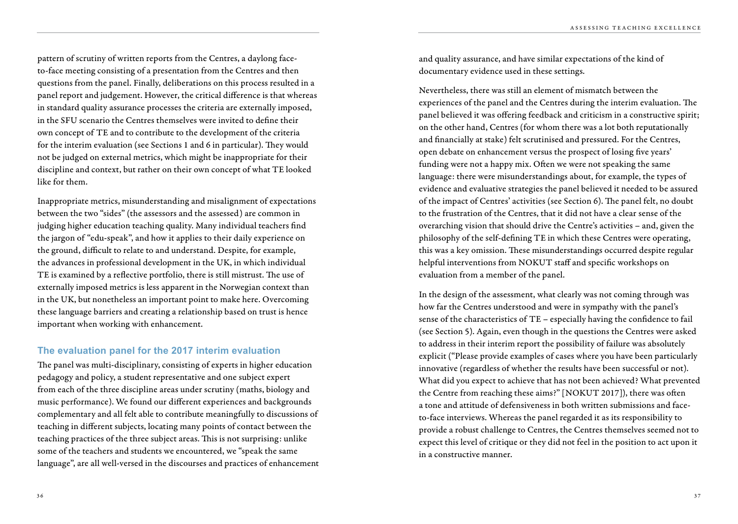pattern of scrutiny of written reports from the Centres, a daylong face-to-face meeting consisting of a presentation from the Centres and then questions from the panel. Finally, deliberations on this process resulted in a panel report and judgement. However, the critical difference is that whereas in standard quality assurance processes the criteria are externally imposed, in the SFU scenario the Centres themselves were invited to define their own concept of TE and to contribute to the development of the criteria for the interim evaluation (see Sections 1 and 6 in particular). They would not be judged on external metrics, which might be inappropriate for their discipline and context, but rather on their own concept of what TE looked like for them.

Inappropriate metrics, misunderstanding and misalignment of expectations between the two "sides" (the assessors and the assessed) are common in judging higher education teaching quality. Many individual teachers find the jargon of "edu-speak", and how it applies to their daily experience on the ground, difficult to relate to and understand. Despite, for example, the advances in professional development in the UK, in which individual TE is examined by a reflective portfolio, there is still mistrust. The use of externally imposed metrics is less apparent in the Norwegian context than in the UK, but nonetheless an important point to make here. Overcoming these language barriers and creating a relationship based on trust is hence important when working with enhancement.

## The evaluation panel for the 2017 interim evaluation

The panel was multi-disciplinary, consisting of experts in higher education pedagogy and policy, a student representative and one subject expert from each of the three discipline areas under scrutiny (maths, biology and music performance). We found our different experiences and backgrounds complementary and all felt able to contribute meaningfully to discussions of teaching in different subjects, locating many points of contact between the teaching practices of the three subject areas. This is not surprising: unlike some of the teachers and students we encountered, we "speak the same language", are all well-versed in the discourses and practices of enhancement and quality assurance, and have similar expectations of the kind of documentary evidence used in these settings.

Nevertheless, there was still an element of mismatch between the experiences of the panel and the Centres during the interim evaluation. The panel believed it was offering feedback and criticism in a constructive spirit; on the other hand, Centres (for whom there was a lot both reputationally and financially at stake) felt scrutinised and pressured. For the Centres, open debate on enhancement versus the prospect of losing five years' funding were not a happy mix. Often we were not speaking the same language: there were misunderstandings about, for example, the types of evidence and evaluative strategies the panel believed it needed to be assured of the impact of Centres' activities (see Section 6). The panel felt, no doubt to the frustration of the Centres, that it did not have a clear sense of the overarching vision that should drive the Centre's activities – and, given the philosophy of the self-defining TE in which these Centres were operating, this was a key omission. These misunderstandings occurred despite regular helpful interventions from NOKUT staff and specific workshops on evaluation from a member of the panel.

In the design of the assessment, what clearly was not coming through was how far the Centres understood and were in sympathy with the panel's sense of the characteristics of TE – especially having the confidence to fail (see Section 5). Again, even though in the questions the Centres were asked to address in their interim report the possibility of failure was absolutely explicit ("Please provide examples of cases where you have been particularly innovative (regardless of whether the results have been successful or not). What did you expect to achieve that has not been achieved? What prevented the Centre from reaching these aims?" [NOKUT 2017]), there was often a tone and attitude of defensiveness in both written submissions and face-to-face interviews. Whereas the panel regarded it as its responsibility to provide a robust challenge to Centres, the Centres themselves seemed not to expect this level of critique or they did not feel in the position to act upon it in a constructive manner.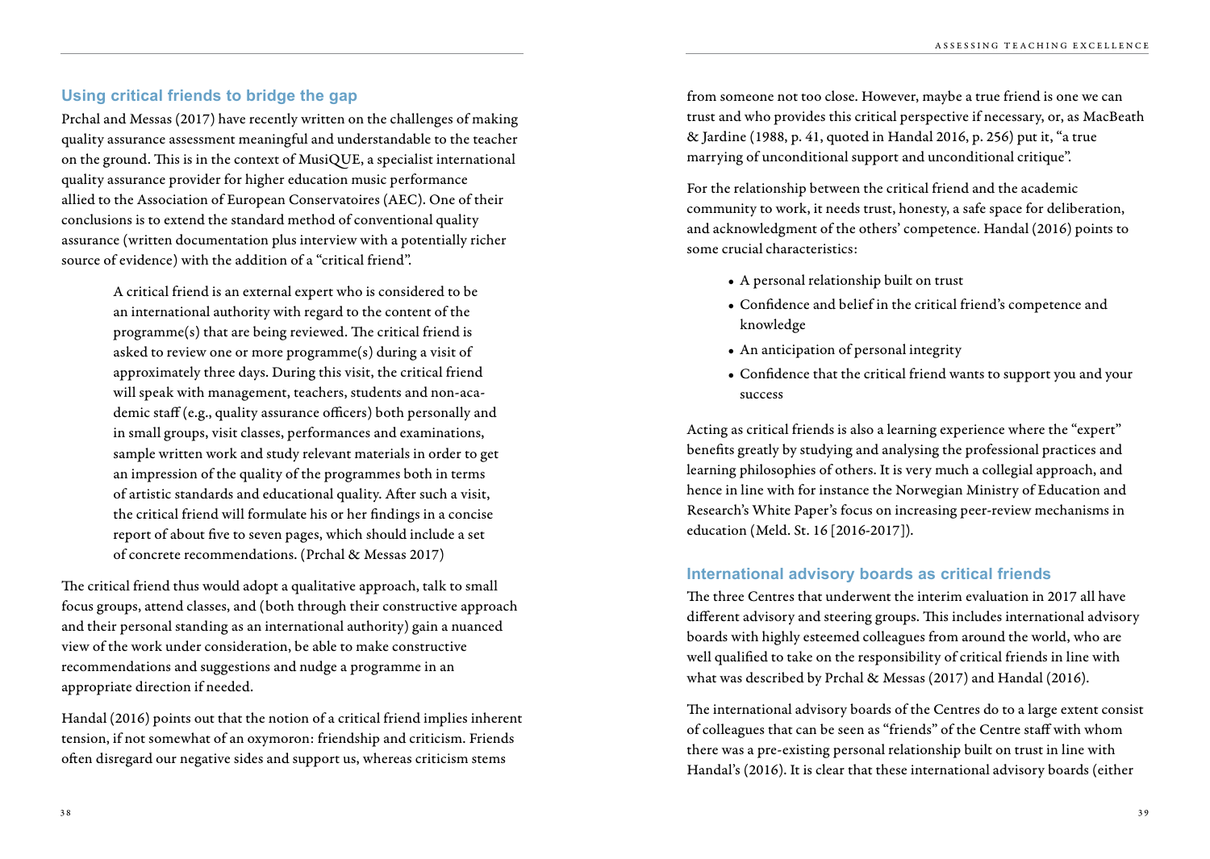## Using critical friends to bridge the gap

Prchal and Messas (2017) have recently written on the challenges of making quality assurance assessment meaningful and understandable to the teacher on the ground. This is in the context of MusiQUE, a specialist international quality assurance provider for higher education music performance allied to the Association of European Conservatoires (AEC). One of their conclusions is to extend the standard method of conventional quality assurance (written documentation plus interview with a potentially richer source of evidence) with the addition of a "critical friend".

> A critical friend is an external expert who is considered to be an international authority with regard to the content of the programme(s) that are being reviewed. The critical friend is asked to review one or more programme(s) during a visit of approximately three days. During this visit, the critical friend will speak with management, teachers, students and non-academic staff (e.g., quality assurance officers) both personally and in small groups, visit classes, performances and examinations, sample written work and study relevant materials in order to get an impression of the quality of the programmes both in terms of artistic standards and educational quality. After such a visit, the critical friend will formulate his or her findings in a concise report of about five to seven pages, which should include a set of concrete recommendations. (Prchal & Messas 2017)

The critical friend thus would adopt a qualitative approach, talk to small focus groups, attend classes, and (both through their constructive approach and their personal standing as an international authority) gain a nuanced view of the work under consideration, be able to make constructive recommendations and suggestions and nudge a programme in an appropriate direction if needed.

Handal (2016) points out that the notion of a critical friend implies inherent tension, if not somewhat of an oxymoron: friendship and criticism. Friends often disregard our negative sides and support us, whereas criticism stems from someone not too close. However, maybe a true friend is one we can trust and who provides this critical perspective if necessary, or, as MacBeath & Jardine (1988, p. 41, quoted in Handal 2016, p. 256) put it, "a true marrying of unconditional support and unconditional critique".

For the relationship between the critical friend and the academic community to work, it needs trust, honesty, a safe space for deliberation, and acknowledgment of the others' competence. Handal (2016) points to some crucial characteristics:

- A personal relationship built on trust
- Confidence and belief in the critical friend's competence and knowledge
- An anticipation of personal integrity
- Confidence that the critical friend wants to support you and your success

Acting as critical friends is also a learning experience where the "expert" benefits greatly by studying and analysing the professional practices and learning philosophies of others. It is very much a collegial approach, and hence in line with for instance the Norwegian Ministry of Education and Research's White Paper's focus on increasing peer-review mechanisms in education (Meld. St. 16 [2016-2017]).

## International advisory boards as critical friends

The three Centres that underwent the interim evaluation in 2017 all have different advisory and steering groups. This includes international advisory boards with highly esteemed colleagues from around the world, who are well qualified to take on the responsibility of critical friends in line with what was described by Prchal & Messas (2017) and Handal (2016).

The international advisory boards of the Centres do to a large extent consist of colleagues that can be seen as "friends" of the Centre staff with whom there was a pre-existing personal relationship built on trust in line with Handal's (2016). It is clear that these international advisory boards (either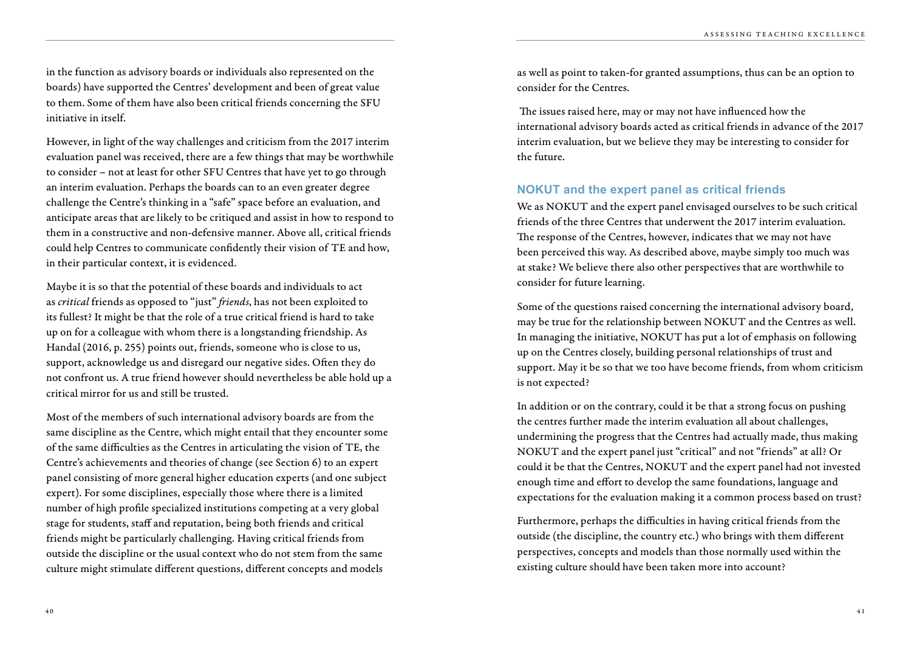in the function as advisory boards or individuals also represented on the boards) have supported the Centres' development and been of great value to them. Some of them have also been critical friends concerning the SFU initiative in itself.

However, in light of the way challenges and criticism from the 2017 interim evaluation panel was received, there are a few things that may be worthwhile to consider – not at least for other SFU Centres that have yet to go through an interim evaluation. Perhaps the boards can to an even greater degree challenge the Centre's thinking in a "safe" space before an evaluation, and anticipate areas that are likely to be critiqued and assist in how to respond to them in a constructive and non-defensive manner. Above all, critical friends could help Centres to communicate confidently their vision of TE and how, in their particular context, it is evidenced.

Maybe it is so that the potential of these boards and individuals to act as *critical* friends as opposed to "just" *friends*, has not been exploited to its fullest? It might be that the role of a true critical friend is hard to take up on for a colleague with whom there is a longstanding friendship. As Handal (2016, p. 255) points out, friends, someone who is close to us, support, acknowledge us and disregard our negative sides. Often they do not confront us. A true friend however should nevertheless be able hold up a critical mirror for us and still be trusted.

Most of the members of such international advisory boards are from the same discipline as the Centre, which might entail that they encounter some of the same difficulties as the Centres in articulating the vision of TE, the Centre's achievements and theories of change (see Section 6) to an expert panel consisting of more general higher education experts (and one subject expert). For some disciplines, especially those where there is a limited number of high profile specialized institutions competing at a very global stage for students, staff and reputation, being both friends and critical friends might be particularly challenging. Having critical friends from outside the discipline or the usual context who do not stem from the same culture might stimulate different questions, different concepts and models as well as point to taken-for granted assumptions, thus can be an option to consider for the Centres.

The issues raised here, may or may not have influenced how the international advisory boards acted as critical friends in advance of the 2017 interim evaluation, but we believe they may be interesting to consider for the future.

### NOKUT and the expert panel as critical friends

We as NOKUT and the expert panel envisaged ourselves to be such critical friends of the three Centres that underwent the 2017 interim evaluation. The response of the Centres, however, indicates that we may not have been perceived this way. As described above, maybe simply too much was at stake? We believe there also other perspectives that are worthwhile to consider for future learning.

Some of the questions raised concerning the international advisory board, may be true for the relationship between NOKUT and the Centres as well. In managing the initiative, NOKUT has put a lot of emphasis on following up on the Centres closely, building personal relationships of trust and support. May it be so that we too have become friends, from whom criticism is not expected?

In addition or on the contrary, could it be that a strong focus on pushing the centres further made the interim evaluation all about challenges, undermining the progress that the Centres had actually made, thus making NOKUT and the expert panel just "critical" and not "friends" at all? Or could it be that the Centres, NOKUT and the expert panel had not invested enough time and effort to develop the same foundations, language and expectations for the evaluation making it a common process based on trust?

Furthermore, perhaps the difficulties in having critical friends from the outside (the discipline, the country etc.) who brings with them different perspectives, concepts and models than those normally used within the existing culture should have been taken more into account?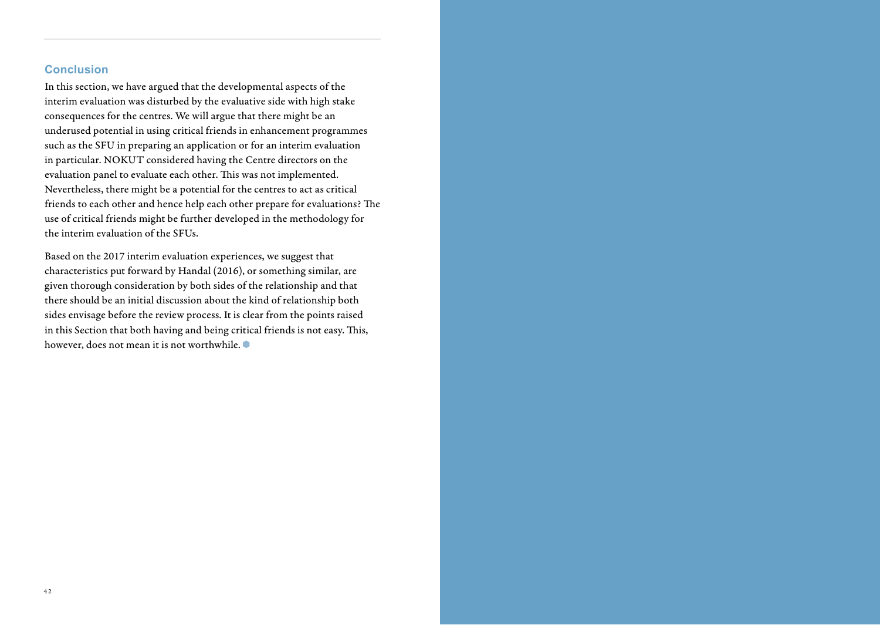## Conclusion

In this section, we have argued that the developmental aspects of the interim evaluation was disturbed by the evaluative side with high stake consequences for the centres. We will argue that there might be an underused potential in using critical friends in enhancement programmes such as the SFU in preparing an application or for an interim evaluation in particular. NOKUT considered having the Centre directors on the evaluation panel to evaluate each other. This was not implemented. Nevertheless, there might be a potential for the centres to act as critical friends to each other and hence help each other prepare for evaluations? The use of critical friends might be further developed in the methodology for the interim evaluation of the SFUs.

Based on the 2017 interim evaluation experiences, we suggest that characteristics put forward by Handal (2016), or something similar, are given thorough consideration by both sides of the relationship and that there should be an initial discussion about the kind of relationship both sides envisage before the review process. It is clear from the points raised in this Section that both having and being critical friends is not easy. This, however, does not mean it is not worthwhile.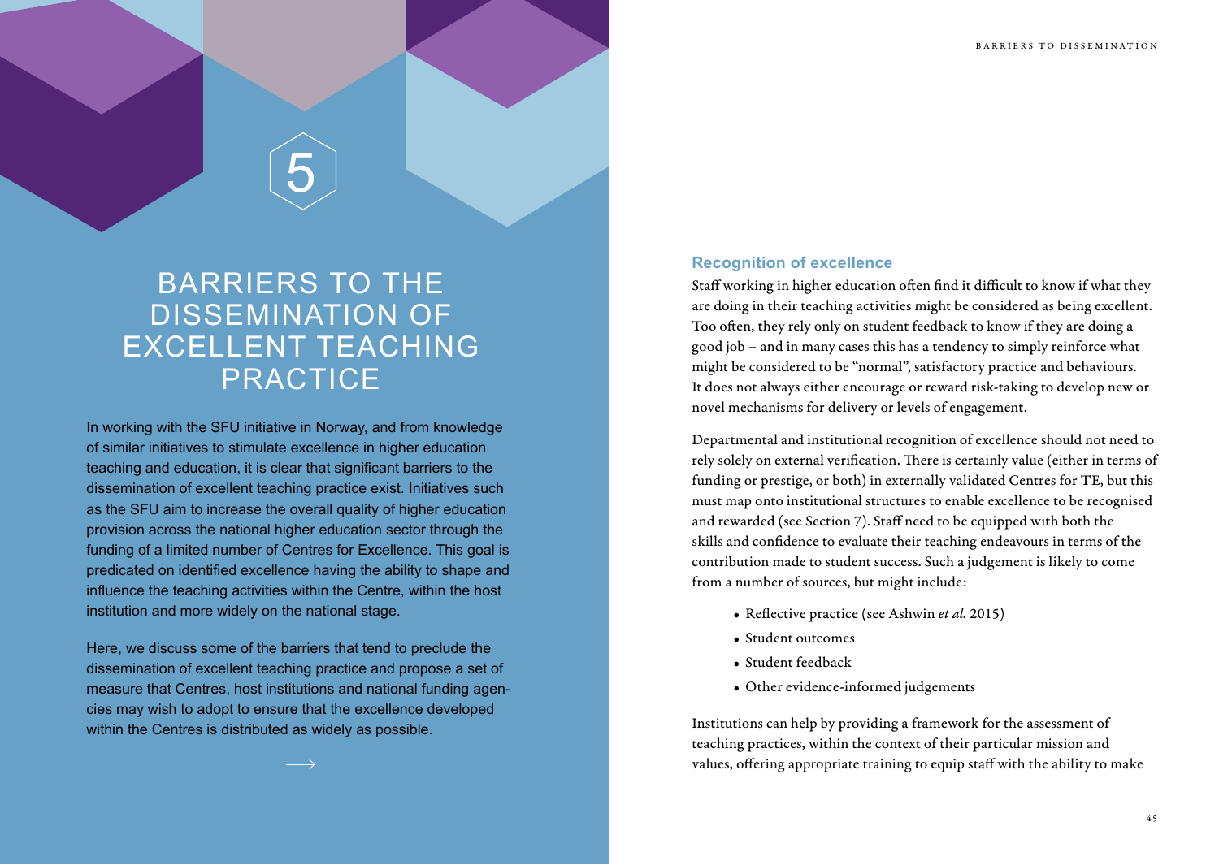5

# BARRIERS TO THE DISSEMINATION OF EXCELLENT TEACHING PRACTICE

In working with the SFU initiative in Norway, and from knowledge of similar initiatives to stimulate excellence in higher education teaching and education, it is clear that significant barriers to the dissemination of excellent teaching practice exist. Initiatives such as the SFU aim to increase the overall quality of higher education provision across the national higher education sector through the funding of a limited number of Centres for Excellence. This goal is predicated on identified excellence having the ability to shape and influence the teaching activities within the Centre, within the host institution and more widely on the national stage.

Here, we discuss some of the barriers that tend to preclude the dissemination of excellent teaching practice and propose a set of measure that Centres, host institutions and national funding agencies may wish to adopt to ensure that the excellence developed within the Centres is distributed as widely as possible.

## Recognition of excellence

Staff working in higher education often find it difficult to know if what they are doing in their teaching activities might be considered as being excellent. Too often, they rely only on student feedback to know if they are doing a good job – and in many cases this has a tendency to simply reinforce what might be considered to be "normal", satisfactory practice and behaviours. It does not always either encourage or reward risk-taking to develop new or novel mechanisms for delivery or levels of engagement.

Departmental and institutional recognition of excellence should not need to rely solely on external verification. There is certainly value (either in terms of funding or prestige, or both) in externally validated Centres for TE, but this must map onto institutional structures to enable excellence to be recognised and rewarded (see Section 7). Staff need to be equipped with both the skills and confidence to evaluate their teaching endeavours in terms of the contribution made to student success. Such a judgement is likely to come from a number of sources, but might include:

- Reflective practice (see Ashwin *et al.* 2015)
- Student outcomes
- Student feedback
- Other evidence-informed judgements

Institutions can help by providing a framework for the assessment of teaching practices, within the context of their particular mission and values, offering appropriate training to equip staff with the ability to make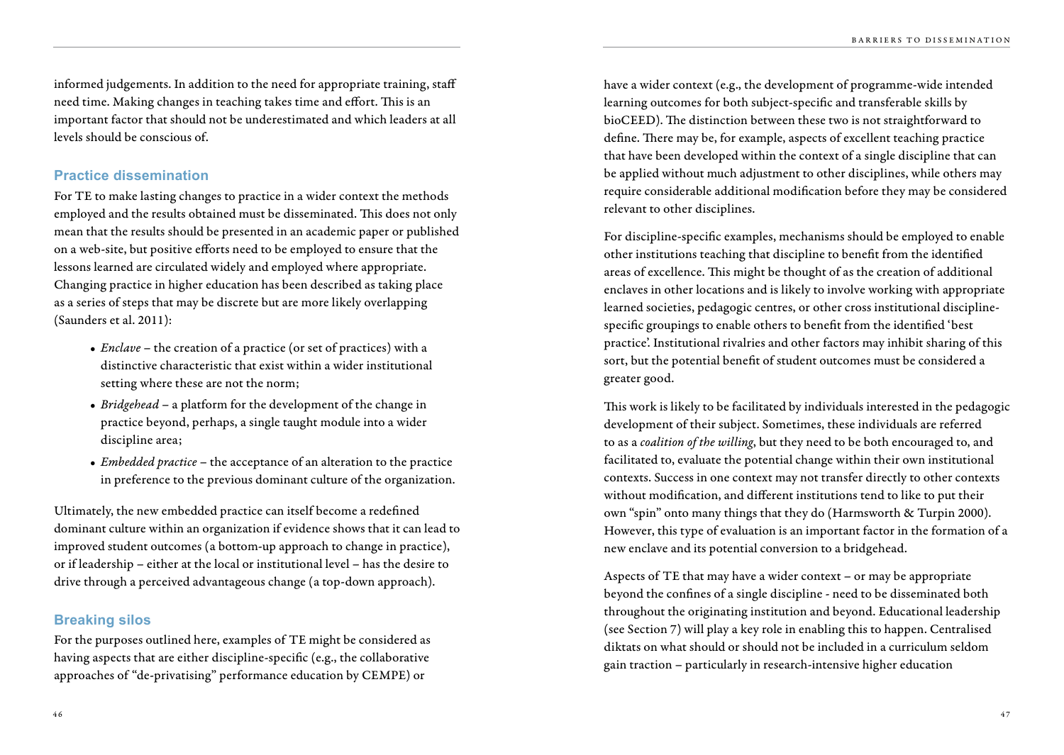informed judgements. In addition to the need for appropriate training, staff need time. Making changes in teaching takes time and effort. This is an important factor that should not be underestimated and which leaders at all levels should be conscious of.

### Practice dissemination

For TE to make lasting changes to practice in a wider context the methods employed and the results obtained must be disseminated. This does not only mean that the results should be presented in an academic paper or published on a web-site, but positive efforts need to be employed to ensure that the lessons learned are circulated widely and employed where appropriate. Changing practice in higher education has been described as taking place as a series of steps that may be discrete but are more likely overlapping (Saunders et al. 2011):

- *Enclave* – the creation of a practice (or set of practices) with a distinctive characteristic that exist within a wider institutional setting where these are not the norm;
- *Bridgehead* – a platform for the development of the change in practice beyond, perhaps, a single taught module into a wider discipline area;
- *Embedded practice* – the acceptance of an alteration to the practice in preference to the previous dominant culture of the organization.

Ultimately, the new embedded practice can itself become a redefined dominant culture within an organization if evidence shows that it can lead to improved student outcomes (a bottom-up approach to change in practice), or if leadership – either at the local or institutional level – has the desire to drive through a perceived advantageous change (a top-down approach).

### Breaking silos

For the purposes outlined here, examples of TE might be considered as having aspects that are either discipline-specific (e.g., the collaborative approaches of "de-privatising" performance education by CEMPE) or have a wider context (e.g., the development of programme-wide intended learning outcomes for both subject-specific and transferable skills by bioCEED). The distinction between these two is not straightforward to define. There may be, for example, aspects of excellent teaching practice that have been developed within the context of a single discipline that can be applied without much adjustment to other disciplines, while others may require considerable additional modification before they may be considered relevant to other disciplines.

For discipline-specific examples, mechanisms should be employed to enable other institutions teaching that discipline to benefit from the identified areas of excellence. This might be thought of as the creation of additional enclaves in other locations and is likely to involve working with appropriate learned societies, pedagogic centres, or other cross institutional discipline-specific groupings to enable others to benefit from the identified 'best practice'. Institutional rivalries and other factors may inhibit sharing of this sort, but the potential benefit of student outcomes must be considered a greater good.

This work is likely to be facilitated by individuals interested in the pedagogic development of their subject. Sometimes, these individuals are referred to as a *coalition of the willing*, but they need to be both encouraged to, and facilitated to, evaluate the potential change within their own institutional contexts. Success in one context may not transfer directly to other contexts without modification, and different institutions tend to like to put their own "spin" onto many things that they do (Harmsworth & Turpin 2000). However, this type of evaluation is an important factor in the formation of a new enclave and its potential conversion to a bridgehead.

Aspects of TE that may have a wider context – or may be appropriate beyond the confines of a single discipline - need to be disseminated both throughout the originating institution and beyond. Educational leadership (see Section 7) will play a key role in enabling this to happen. Centralised diktats on what should or should not be included in a curriculum seldom gain traction – particularly in research-intensive higher education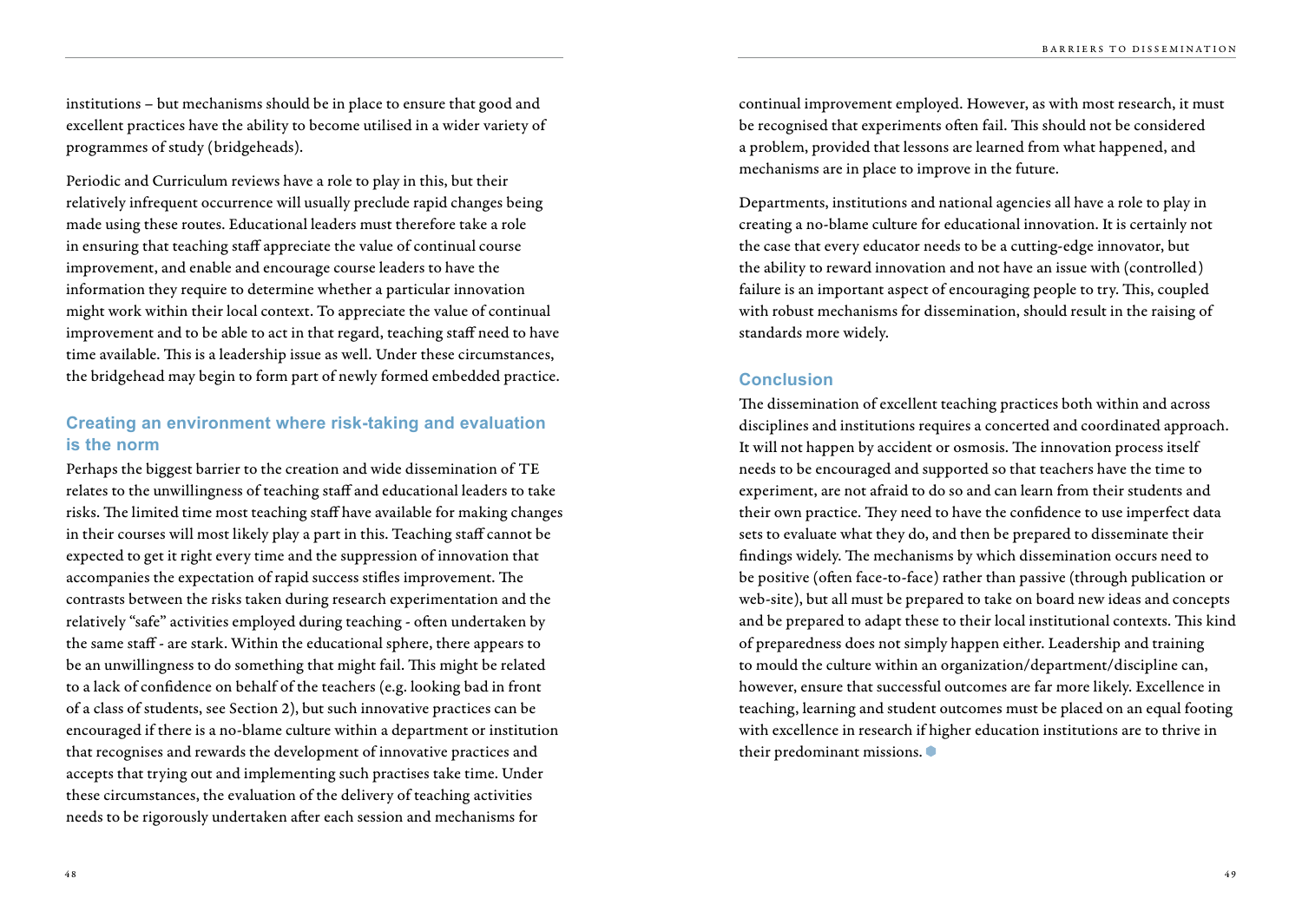institutions – but mechanisms should be in place to ensure that good and excellent practices have the ability to become utilised in a wider variety of programmes of study (bridgeheads).

Periodic and Curriculum reviews have a role to play in this, but their relatively infrequent occurrence will usually preclude rapid changes being made using these routes. Educational leaders must therefore take a role in ensuring that teaching staff appreciate the value of continual course improvement, and enable and encourage course leaders to have the information they require to determine whether a particular innovation might work within their local context. To appreciate the value of continual improvement and to be able to act in that regard, teaching staff need to have time available. This is a leadership issue as well. Under these circumstances, the bridgehead may begin to form part of newly formed embedded practice.

## Creating an environment where risk-taking and evaluation is the norm

Perhaps the biggest barrier to the creation and wide dissemination of TE relates to the unwillingness of teaching staff and educational leaders to take risks. The limited time most teaching staff have available for making changes in their courses will most likely play a part in this. Teaching staff cannot be expected to get it right every time and the suppression of innovation that accompanies the expectation of rapid success stifles improvement. The contrasts between the risks taken during research experimentation and the relatively "safe" activities employed during teaching - often undertaken by the same staff - are stark. Within the educational sphere, there appears to be an unwillingness to do something that might fail. This might be related to a lack of confidence on behalf of the teachers (e.g. looking bad in front of a class of students, see Section 2), but such innovative practices can be encouraged if there is a no-blame culture within a department or institution that recognises and rewards the development of innovative practices and accepts that trying out and implementing such practises take time. Under these circumstances, the evaluation of the delivery of teaching activities needs to be rigorously undertaken after each session and mechanisms for continual improvement employed. However, as with most research, it must be recognised that experiments often fail. This should not be considered a problem, provided that lessons are learned from what happened, and mechanisms are in place to improve in the future.

Departments, institutions and national agencies all have a role to play in creating a no-blame culture for educational innovation. It is certainly not the case that every educator needs to be a cutting-edge innovator, but the ability to reward innovation and not have an issue with (controlled) failure is an important aspect of encouraging people to try. This, coupled with robust mechanisms for dissemination, should result in the raising of standards more widely.

## Conclusion

The dissemination of excellent teaching practices both within and across disciplines and institutions requires a concerted and coordinated approach. It will not happen by accident or osmosis. The innovation process itself needs to be encouraged and supported so that teachers have the time to experiment, are not afraid to do so and can learn from their students and their own practice. They need to have the confidence to use imperfect data sets to evaluate what they do, and then be prepared to disseminate their findings widely. The mechanisms by which dissemination occurs need to be positive (often face-to-face) rather than passive (through publication or web-site), but all must be prepared to take on board new ideas and concepts and be prepared to adapt these to their local institutional contexts. This kind of preparedness does not simply happen either. Leadership and training to mould the culture within an organization/department/discipline can, however, ensure that successful outcomes are far more likely. Excellence in teaching, learning and student outcomes must be placed on an equal footing with excellence in research if higher education institutions are to thrive in their predominant missions.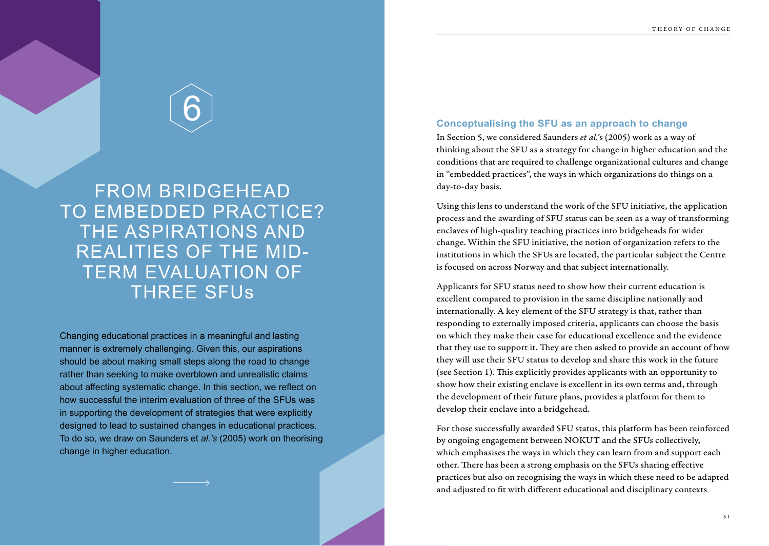# 6

# FROM BRIDGEHEAD TO EMBEDDED PRACTICE? THE ASPIRATIONS AND REALITIES OF THE MID-TERM EVALUATION OF THREE SFUs

Changing educational practices in a meaningful and lasting manner is extremely challenging. Given this, our aspirations should be about making small steps along the road to change rather than seeking to make overblown and unrealistic claims about affecting systematic change. In this section, we reflect on how successful the interim evaluation of three of the SFUs was in supporting the development of strategies that were explicitly designed to lead to sustained changes in educational practices. To do so, we draw on Saunders et *al.'s* (2005) work on theorising change in higher education.

## Conceptualising the SFU as an approach to change

In Section 5, we considered Saunders *et al.*'s (2005) work as a way of thinking about the SFU as a strategy for change in higher education and the conditions that are required to challenge organizational cultures and change in "embedded practices", the ways in which organizations do things on a day-to-day basis.

Using this lens to understand the work of the SFU initiative, the application process and the awarding of SFU status can be seen as a way of transforming enclaves of high-quality teaching practices into bridgeheads for wider change. Within the SFU initiative, the notion of organization refers to the institutions in which the SFUs are located, the particular subject the Centre is focused on across Norway and that subject internationally.

Applicants for SFU status need to show how their current education is excellent compared to provision in the same discipline nationally and internationally. A key element of the SFU strategy is that, rather than responding to externally imposed criteria, applicants can choose the basis on which they make their case for educational excellence and the evidence that they use to support it. They are then asked to provide an account of how they will use their SFU status to develop and share this work in the future (see Section 1). This explicitly provides applicants with an opportunity to show how their existing enclave is excellent in its own terms and, through the development of their future plans, provides a platform for them to develop their enclave into a bridgehead.

For those successfully awarded SFU status, this platform has been reinforced by ongoing engagement between NOKUT and the SFUs collectively, which emphasises the ways in which they can learn from and support each other. There has been a strong emphasis on the SFUs sharing effective practices but also on recognising the ways in which these need to be adapted and adjusted to fit with different educational and disciplinary contexts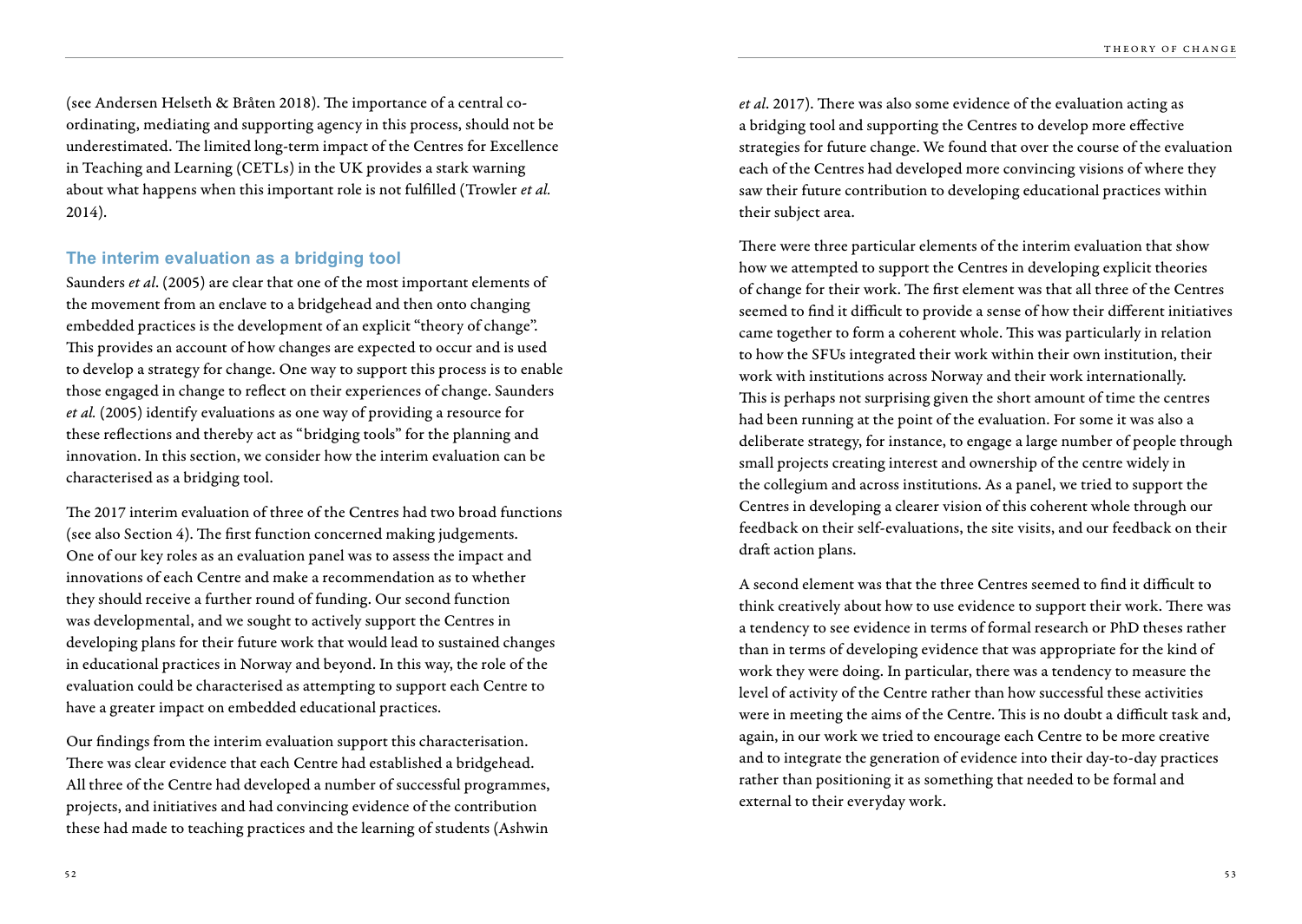(see Andersen Helseth & Bråten 2018). The importance of a central co-ordinating, mediating and supporting agency in this process, should not be underestimated. The limited long-term impact of the Centres for Excellence in Teaching and Learning (CETLs) in the UK provides a stark warning about what happens when this important role is not fulfilled (Trowler *et al.* 2014).

### The interim evaluation as a bridging tool

Saunders *et al*. (2005) are clear that one of the most important elements of the movement from an enclave to a bridgehead and then onto changing embedded practices is the development of an explicit "theory of change". This provides an account of how changes are expected to occur and is used to develop a strategy for change. One way to support this process is to enable those engaged in change to reflect on their experiences of change. Saunders *et al.* (2005) identify evaluations as one way of providing a resource for these reflections and thereby act as "bridging tools" for the planning and innovation. In this section, we consider how the interim evaluation can be characterised as a bridging tool.

The 2017 interim evaluation of three of the Centres had two broad functions (see also Section 4). The first function concerned making judgements. One of our key roles as an evaluation panel was to assess the impact and innovations of each Centre and make a recommendation as to whether they should receive a further round of funding. Our second function was developmental, and we sought to actively support the Centres in developing plans for their future work that would lead to sustained changes in educational practices in Norway and beyond. In this way, the role of the evaluation could be characterised as attempting to support each Centre to have a greater impact on embedded educational practices.

Our findings from the interim evaluation support this characterisation. There was clear evidence that each Centre had established a bridgehead. All three of the Centre had developed a number of successful programmes, projects, and initiatives and had convincing evidence of the contribution these had made to teaching practices and the learning of students (Ashwin *et al*. 2017). There was also some evidence of the evaluation acting as a bridging tool and supporting the Centres to develop more effective strategies for future change. We found that over the course of the evaluation each of the Centres had developed more convincing visions of where they saw their future contribution to developing educational practices within their subject area.

There were three particular elements of the interim evaluation that show how we attempted to support the Centres in developing explicit theories of change for their work. The first element was that all three of the Centres seemed to find it difficult to provide a sense of how their different initiatives came together to form a coherent whole. This was particularly in relation to how the SFUs integrated their work within their own institution, their work with institutions across Norway and their work internationally. This is perhaps not surprising given the short amount of time the centres had been running at the point of the evaluation. For some it was also a deliberate strategy, for instance, to engage a large number of people through small projects creating interest and ownership of the centre widely in the collegium and across institutions. As a panel, we tried to support the Centres in developing a clearer vision of this coherent whole through our feedback on their self-evaluations, the site visits, and our feedback on their draft action plans.

A second element was that the three Centres seemed to find it difficult to think creatively about how to use evidence to support their work. There was a tendency to see evidence in terms of formal research or PhD theses rather than in terms of developing evidence that was appropriate for the kind of work they were doing. In particular, there was a tendency to measure the level of activity of the Centre rather than how successful these activities were in meeting the aims of the Centre. This is no doubt a difficult task and, again, in our work we tried to encourage each Centre to be more creative and to integrate the generation of evidence into their day-to-day practices rather than positioning it as something that needed to be formal and external to their everyday work.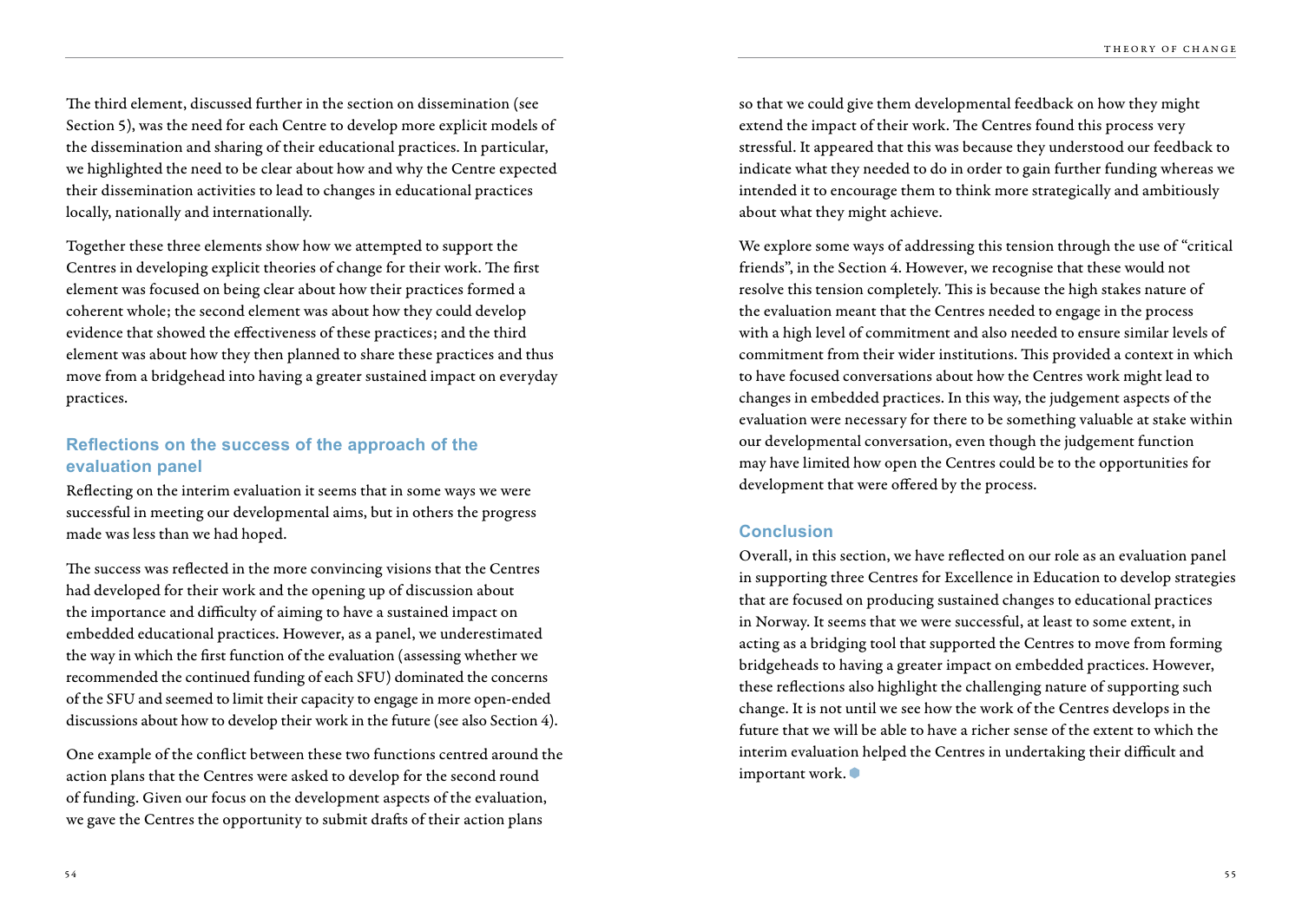The third element, discussed further in the section on dissemination (see Section 5), was the need for each Centre to develop more explicit models of the dissemination and sharing of their educational practices. In particular, we highlighted the need to be clear about how and why the Centre expected their dissemination activities to lead to changes in educational practices locally, nationally and internationally.

Together these three elements show how we attempted to support the Centres in developing explicit theories of change for their work. The first element was focused on being clear about how their practices formed a coherent whole; the second element was about how they could develop evidence that showed the effectiveness of these practices; and the third element was about how they then planned to share these practices and thus move from a bridgehead into having a greater sustained impact on everyday practices.

### Reflections on the success of the approach of the evaluation panel

Reflecting on the interim evaluation it seems that in some ways we were successful in meeting our developmental aims, but in others the progress made was less than we had hoped.

The success was reflected in the more convincing visions that the Centres had developed for their work and the opening up of discussion about the importance and difficulty of aiming to have a sustained impact on embedded educational practices. However, as a panel, we underestimated the way in which the first function of the evaluation (assessing whether we recommended the continued funding of each SFU) dominated the concerns of the SFU and seemed to limit their capacity to engage in more open-ended discussions about how to develop their work in the future (see also Section 4).

One example of the conflict between these two functions centred around the action plans that the Centres were asked to develop for the second round of funding. Given our focus on the development aspects of the evaluation, we gave the Centres the opportunity to submit drafts of their action plans so that we could give them developmental feedback on how they might extend the impact of their work. The Centres found this process very stressful. It appeared that this was because they understood our feedback to indicate what they needed to do in order to gain further funding whereas we intended it to encourage them to think more strategically and ambitiously about what they might achieve.

We explore some ways of addressing this tension through the use of "critical friends", in the Section 4. However, we recognise that these would not resolve this tension completely. This is because the high stakes nature of the evaluation meant that the Centres needed to engage in the process with a high level of commitment and also needed to ensure similar levels of commitment from their wider institutions. This provided a context in which to have focused conversations about how the Centres work might lead to changes in embedded practices. In this way, the judgement aspects of the evaluation were necessary for there to be something valuable at stake within our developmental conversation, even though the judgement function may have limited how open the Centres could be to the opportunities for development that were offered by the process.

### Conclusion

Overall, in this section, we have reflected on our role as an evaluation panel in supporting three Centres for Excellence in Education to develop strategies that are focused on producing sustained changes to educational practices in Norway. It seems that we were successful, at least to some extent, in acting as a bridging tool that supported the Centres to move from forming bridgeheads to having a greater impact on embedded practices. However, these reflections also highlight the challenging nature of supporting such change. It is not until we see how the work of the Centres develops in the future that we will be able to have a richer sense of the extent to which the interim evaluation helped the Centres in undertaking their difficult and important work.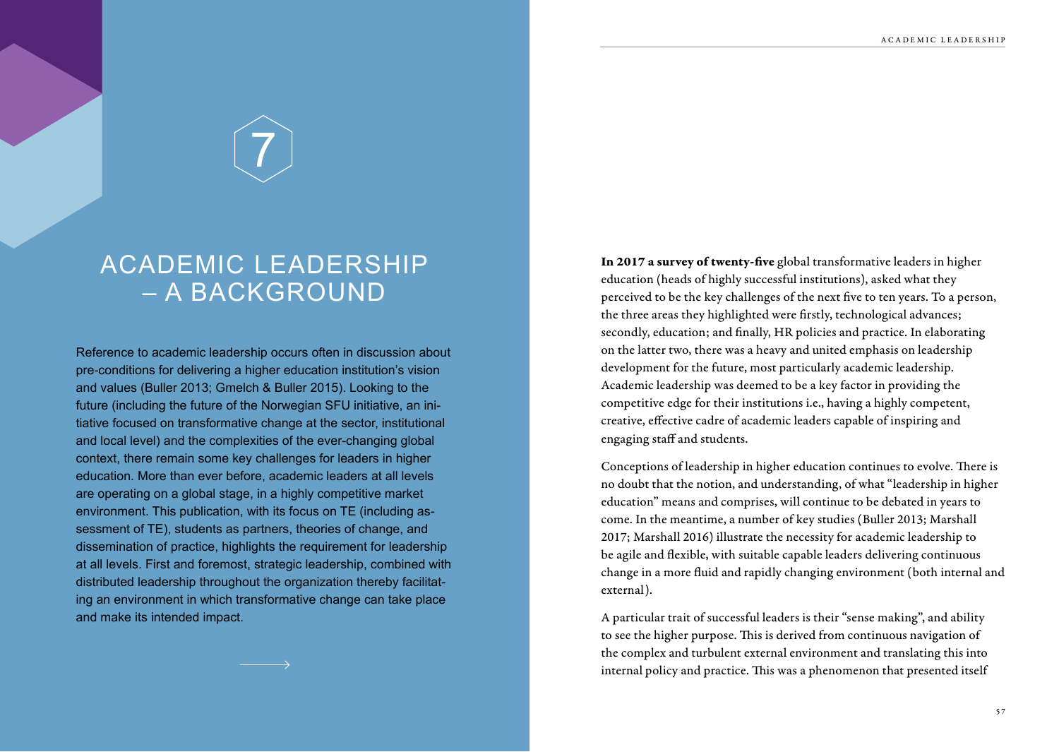# 7

# ACADEMIC LEADERSHIP – A BACKGROUND

Reference to academic leadership occurs often in discussion about pre-conditions for delivering a higher education institution's vision and values (Buller 2013; Gmelch & Buller 2015). Looking to the future (including the future of the Norwegian SFU initiative, an initiative focused on transformative change at the sector, institutional and local level) and the complexities of the ever-changing global context, there remain some key challenges for leaders in higher education. More than ever before, academic leaders at all levels are operating on a global stage, in a highly competitive market environment. This publication, with its focus on TE (including assessment of TE), students as partners, theories of change, and dissemination of practice, highlights the requirement for leadership at all levels. First and foremost, strategic leadership, combined with distributed leadership throughout the organization thereby facilitating an environment in which transformative change can take place and make its intended impact.

**In 2017 a survey of twenty-five** global transformative leaders in higher education (heads of highly successful institutions), asked what they perceived to be the key challenges of the next five to ten years. To a person, the three areas they highlighted were firstly, technological advances; secondly, education; and finally, HR policies and practice. In elaborating on the latter two, there was a heavy and united emphasis on leadership development for the future, most particularly academic leadership. Academic leadership was deemed to be a key factor in providing the competitive edge for their institutions i.e., having a highly competent, creative, effective cadre of academic leaders capable of inspiring and engaging staff and students.

Conceptions of leadership in higher education continues to evolve. There is no doubt that the notion, and understanding, of what "leadership in higher education" means and comprises, will continue to be debated in years to come. In the meantime, a number of key studies (Buller 2013; Marshall 2017; Marshall 2016) illustrate the necessity for academic leadership to be agile and flexible, with suitable capable leaders delivering continuous change in a more fluid and rapidly changing environment (both internal and external).

A particular trait of successful leaders is their "sense making", and ability to see the higher purpose. This is derived from continuous navigation of the complex and turbulent external environment and translating this into internal policy and practice. This was a phenomenon that presented itself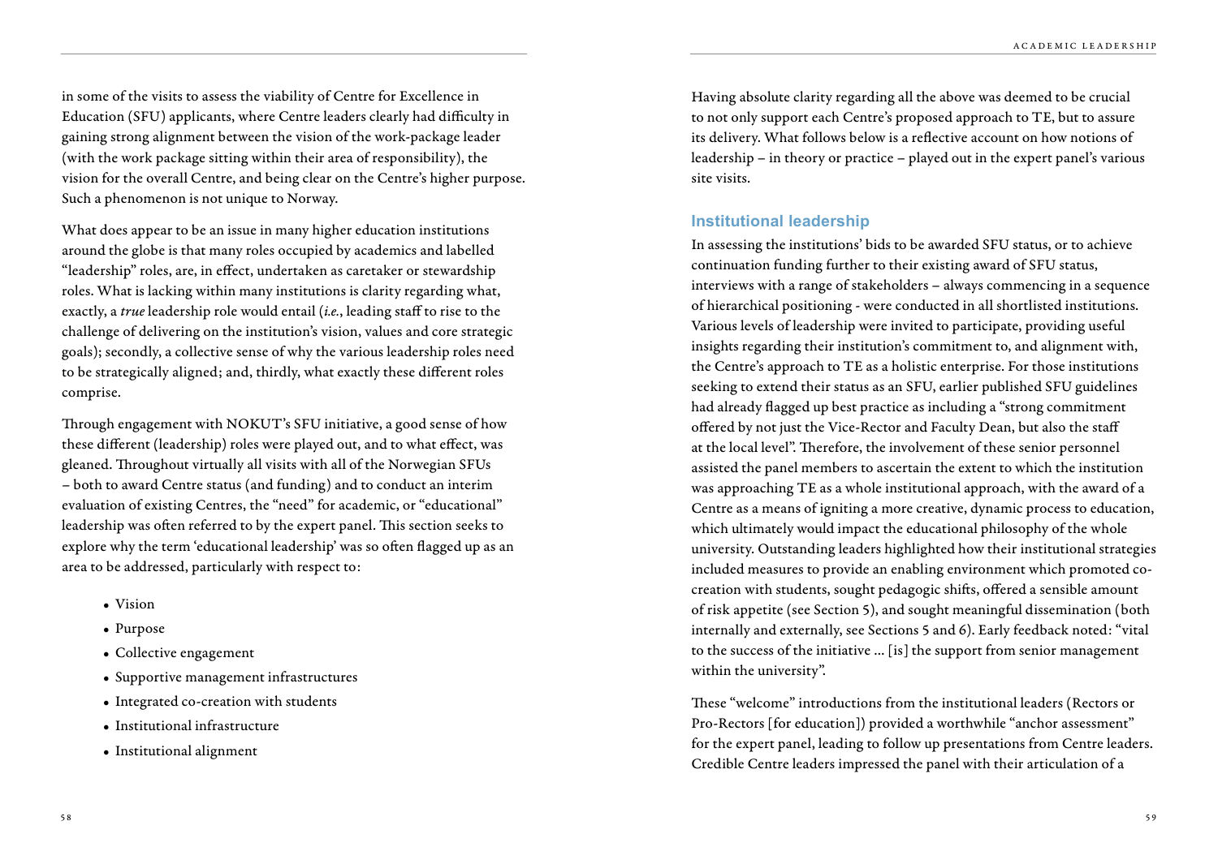in some of the visits to assess the viability of Centre for Excellence in Education (SFU) applicants, where Centre leaders clearly had difficulty in gaining strong alignment between the vision of the work-package leader (with the work package sitting within their area of responsibility), the vision for the overall Centre, and being clear on the Centre's higher purpose. Such a phenomenon is not unique to Norway.

What does appear to be an issue in many higher education institutions around the globe is that many roles occupied by academics and labelled "leadership" roles, are, in effect, undertaken as caretaker or stewardship roles. What is lacking within many institutions is clarity regarding what, exactly, a *true* leadership role would entail (*i.e.*, leading staff to rise to the challenge of delivering on the institution's vision, values and core strategic goals); secondly, a collective sense of why the various leadership roles need to be strategically aligned; and, thirdly, what exactly these different roles comprise.

Through engagement with NOKUT's SFU initiative, a good sense of how these different (leadership) roles were played out, and to what effect, was gleaned. Throughout virtually all visits with all of the Norwegian SFUs – both to award Centre status (and funding) and to conduct an interim evaluation of existing Centres, the "need" for academic, or "educational" leadership was often referred to by the expert panel. This section seeks to explore why the term 'educational leadership' was so often flagged up as an area to be addressed, particularly with respect to:

- Vision
- Purpose
- Collective engagement
- Supportive management infrastructures
- Integrated co-creation with students
- Institutional infrastructure
- Institutional alignment

Having absolute clarity regarding all the above was deemed to be crucial to not only support each Centre's proposed approach to TE, but to assure its delivery. What follows below is a reflective account on how notions of leadership – in theory or practice – played out in the expert panel's various site visits.

## Institutional leadership

In assessing the institutions' bids to be awarded SFU status, or to achieve continuation funding further to their existing award of SFU status, interviews with a range of stakeholders – always commencing in a sequence of hierarchical positioning - were conducted in all shortlisted institutions. Various levels of leadership were invited to participate, providing useful insights regarding their institution's commitment to, and alignment with, the Centre's approach to TE as a holistic enterprise. For those institutions seeking to extend their status as an SFU, earlier published SFU guidelines had already flagged up best practice as including a "strong commitment offered by not just the Vice-Rector and Faculty Dean, but also the staff at the local level". Therefore, the involvement of these senior personnel assisted the panel members to ascertain the extent to which the institution was approaching TE as a whole institutional approach, with the award of a Centre as a means of igniting a more creative, dynamic process to education, which ultimately would impact the educational philosophy of the whole university. Outstanding leaders highlighted how their institutional strategies included measures to provide an enabling environment which promoted co-creation with students, sought pedagogic shifts, offered a sensible amount of risk appetite (see Section 5), and sought meaningful dissemination (both internally and externally, see Sections 5 and 6). Early feedback noted: "vital to the success of the initiative … [is] the support from senior management within the university".

These "welcome" introductions from the institutional leaders (Rectors or Pro-Rectors [for education]) provided a worthwhile "anchor assessment" for the expert panel, leading to follow up presentations from Centre leaders. Credible Centre leaders impressed the panel with their articulation of a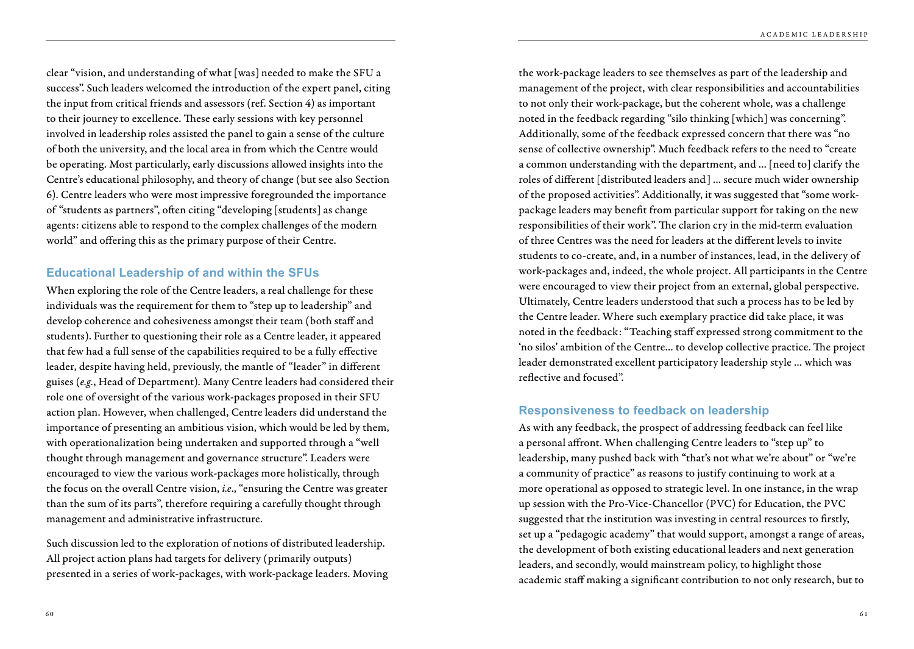clear "vision, and understanding of what [was] needed to make the SFU a success". Such leaders welcomed the introduction of the expert panel, citing the input from critical friends and assessors (ref. Section 4) as important to their journey to excellence. These early sessions with key personnel involved in leadership roles assisted the panel to gain a sense of the culture of both the university, and the local area in from which the Centre would be operating. Most particularly, early discussions allowed insights into the Centre's educational philosophy, and theory of change (but see also Section 6). Centre leaders who were most impressive foregrounded the importance of "students as partners", often citing "developing [students] as change agents: citizens able to respond to the complex challenges of the modern world" and offering this as the primary purpose of their Centre.

### Educational Leadership of and within the SFUs

When exploring the role of the Centre leaders, a real challenge for these individuals was the requirement for them to "step up to leadership" and develop coherence and cohesiveness amongst their team (both staff and students). Further to questioning their role as a Centre leader, it appeared that few had a full sense of the capabilities required to be a fully effective leader, despite having held, previously, the mantle of "leader" in different guises (*e.g.*, Head of Department). Many Centre leaders had considered their role one of oversight of the various work-packages proposed in their SFU action plan. However, when challenged, Centre leaders did understand the importance of presenting an ambitious vision, which would be led by them, with operationalization being undertaken and supported through a "well thought through management and governance structure". Leaders were encouraged to view the various work-packages more holistically, through the focus on the overall Centre vision, *i.e.*, "ensuring the Centre was greater than the sum of its parts", therefore requiring a carefully thought through management and administrative infrastructure.

Such discussion led to the exploration of notions of distributed leadership. All project action plans had targets for delivery (primarily outputs) presented in a series of work-packages, with work-package leaders. Moving the work-package leaders to see themselves as part of the leadership and management of the project, with clear responsibilities and accountabilities to not only their work-package, but the coherent whole, was a challenge noted in the feedback regarding "silo thinking [which] was concerning". Additionally, some of the feedback expressed concern that there was "no sense of collective ownership". Much feedback refers to the need to "create a common understanding with the department, and … [need to] clarify the roles of different [distributed leaders and] … secure much wider ownership of the proposed activities". Additionally, it was suggested that "some work-package leaders may benefit from particular support for taking on the new responsibilities of their work". The clarion cry in the mid-term evaluation of three Centres was the need for leaders at the different levels to invite students to co-create, and, in a number of instances, lead, in the delivery of work-packages and, indeed, the whole project. All participants in the Centre were encouraged to view their project from an external, global perspective. Ultimately, Centre leaders understood that such a process has to be led by the Centre leader. Where such exemplary practice did take place, it was noted in the feedback: "Teaching staff expressed strong commitment to the 'no silos' ambition of the Centre… to develop collective practice. The project leader demonstrated excellent participatory leadership style … which was reflective and focused".

### Responsiveness to feedback on leadership

As with any feedback, the prospect of addressing feedback can feel like a personal affront. When challenging Centre leaders to "step up" to leadership, many pushed back with "that's not what we're about" or "we're a community of practice" as reasons to justify continuing to work at a more operational as opposed to strategic level. In one instance, in the wrap up session with the Pro-Vice-Chancellor (PVC) for Education, the PVC suggested that the institution was investing in central resources to firstly, set up a "pedagogic academy" that would support, amongst a range of areas, the development of both existing educational leaders and next generation leaders, and secondly, would mainstream policy, to highlight those academic staff making a significant contribution to not only research, but to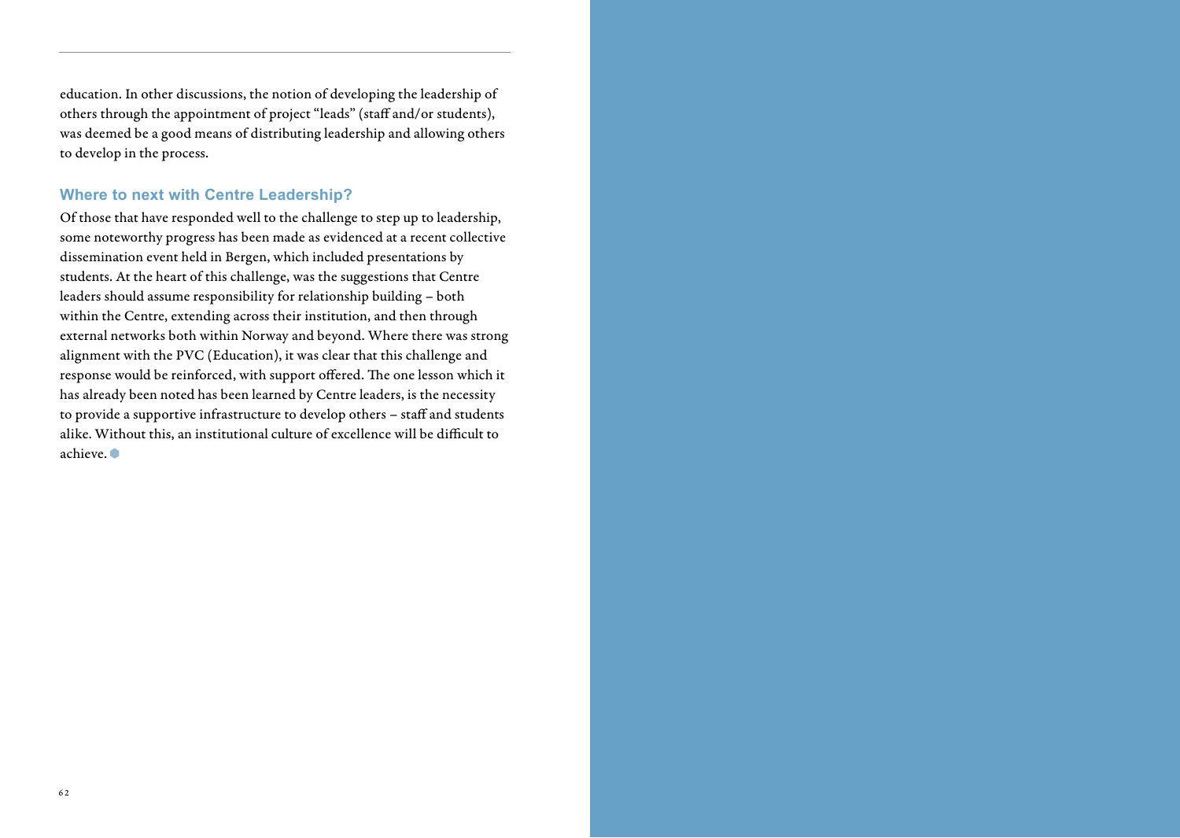education. In other discussions, the notion of developing the leadership of others through the appointment of project "leads" (staff and/or students), was deemed be a good means of distributing leadership and allowing others to develop in the process.

## Where to next with Centre Leadership?

Of those that have responded well to the challenge to step up to leadership, some noteworthy progress has been made as evidenced at a recent collective dissemination event held in Bergen, which included presentations by students. At the heart of this challenge, was the suggestions that Centre leaders should assume responsibility for relationship building – both within the Centre, extending across their institution, and then through external networks both within Norway and beyond. Where there was strong alignment with the PVC (Education), it was clear that this challenge and response would be reinforced, with support offered. The one lesson which it has already been noted has been learned by Centre leaders, is the necessity to provide a supportive infrastructure to develop others – staff and students alike. Without this, an institutional culture of excellence will be difficult to achieve.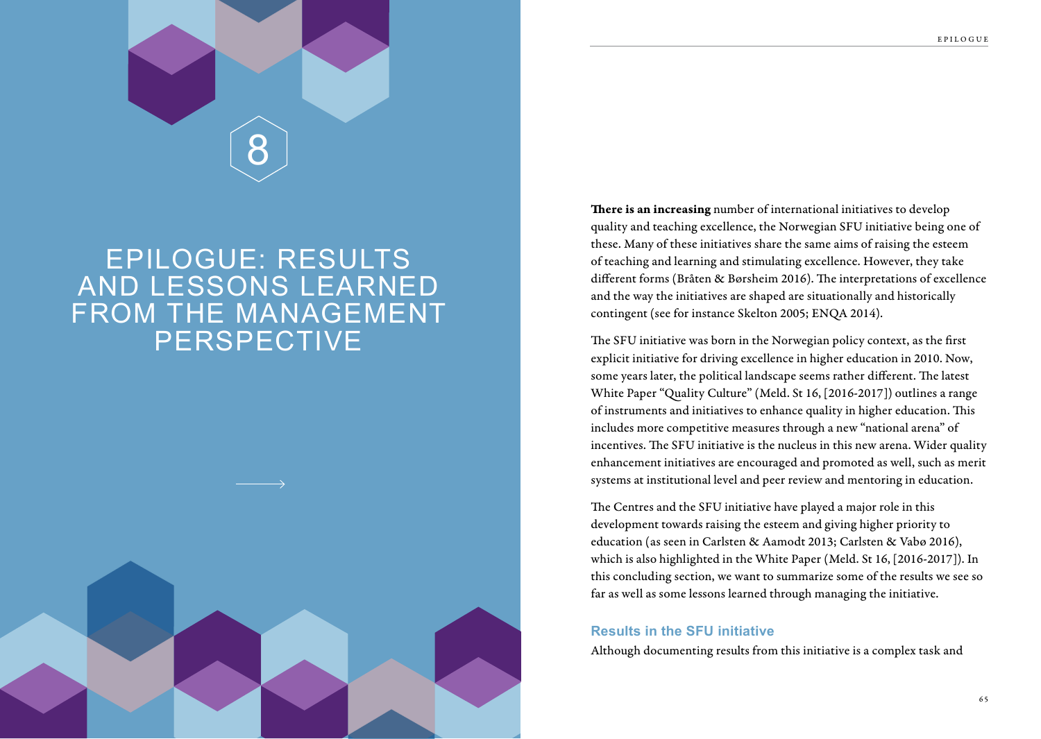# 8

# EPILOGUE: RESULTS AND LESSONS LEARNED FROM THE MANAGEMENT PERSPECTIVE

**There is an increasing** number of international initiatives to develop quality and teaching excellence, the Norwegian SFU initiative being one of these. Many of these initiatives share the same aims of raising the esteem of teaching and learning and stimulating excellence. However, they take different forms (Bråten & Børsheim 2016). The interpretations of excellence and the way the initiatives are shaped are situationally and historically contingent (see for instance Skelton 2005; ENQA 2014).

The SFU initiative was born in the Norwegian policy context, as the first explicit initiative for driving excellence in higher education in 2010. Now, some years later, the political landscape seems rather different. The latest White Paper "Quality Culture" (Meld. St 16, [2016-2017]) outlines a range of instruments and initiatives to enhance quality in higher education. This includes more competitive measures through a new "national arena" of incentives. The SFU initiative is the nucleus in this new arena. Wider quality enhancement initiatives are encouraged and promoted as well, such as merit systems at institutional level and peer review and mentoring in education.

The Centres and the SFU initiative have played a major role in this development towards raising the esteem and giving higher priority to education (as seen in Carlsten & Aamodt 2013; Carlsten & Vabø 2016), which is also highlighted in the White Paper (Meld. St 16, [2016-2017]). In this concluding section, we want to summarize some of the results we see so far as well as some lessons learned through managing the initiative.

## Results in the SFU initiative

Although documenting results from this initiative is a complex task and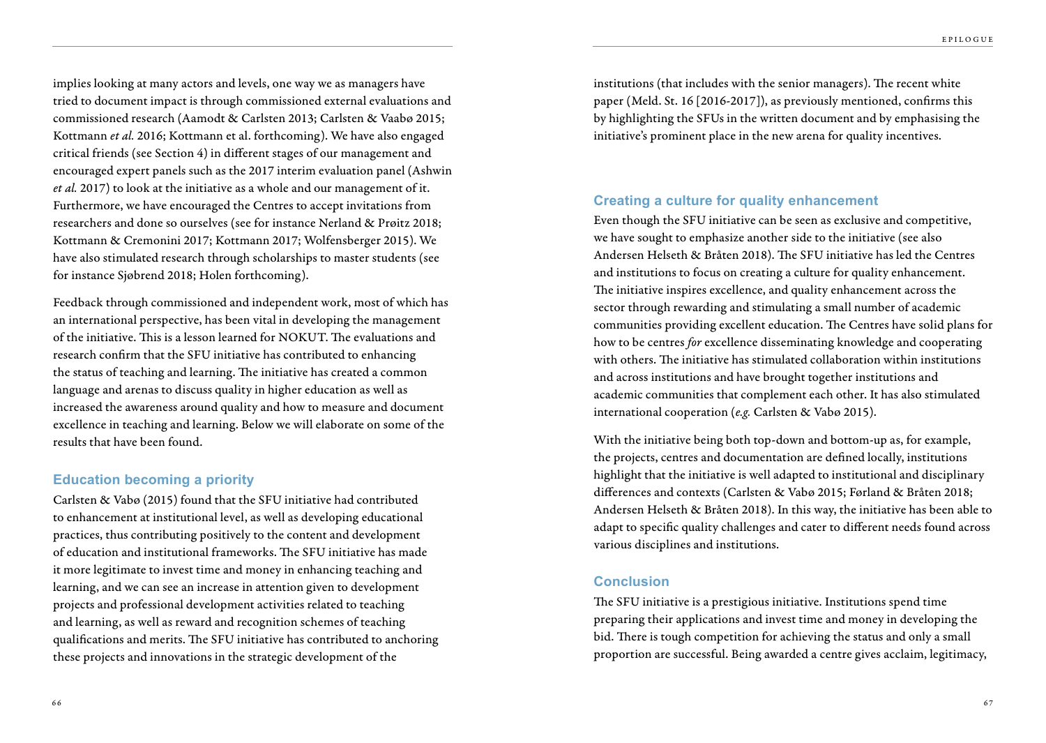implies looking at many actors and levels, one way we as managers have tried to document impact is through commissioned external evaluations and commissioned research (Aamodt & Carlsten 2013; Carlsten & Vaabø 2015; Kottmann *et al.* 2016; Kottmann et al. forthcoming). We have also engaged critical friends (see Section 4) in different stages of our management and encouraged expert panels such as the 2017 interim evaluation panel (Ashwin *et al.* 2017) to look at the initiative as a whole and our management of it. Furthermore, we have encouraged the Centres to accept invitations from researchers and done so ourselves (see for instance Nerland & Prøitz 2018; Kottmann & Cremonini 2017; Kottmann 2017; Wolfensberger 2015). We have also stimulated research through scholarships to master students (see for instance Sjøbrend 2018; Holen forthcoming).

Feedback through commissioned and independent work, most of which has an international perspective, has been vital in developing the management of the initiative. This is a lesson learned for NOKUT. The evaluations and research confirm that the SFU initiative has contributed to enhancing the status of teaching and learning. The initiative has created a common language and arenas to discuss quality in higher education as well as increased the awareness around quality and how to measure and document excellence in teaching and learning. Below we will elaborate on some of the results that have been found.

### Education becoming a priority

Carlsten & Vabø (2015) found that the SFU initiative had contributed to enhancement at institutional level, as well as developing educational practices, thus contributing positively to the content and development of education and institutional frameworks. The SFU initiative has made it more legitimate to invest time and money in enhancing teaching and learning, and we can see an increase in attention given to development projects and professional development activities related to teaching and learning, as well as reward and recognition schemes of teaching qualifications and merits. The SFU initiative has contributed to anchoring these projects and innovations in the strategic development of the institutions (that includes with the senior managers). The recent white paper (Meld. St. 16 [2016-2017]), as previously mentioned, confirms this by highlighting the SFUs in the written document and by emphasising the initiative's prominent place in the new arena for quality incentives.

### Creating a culture for quality enhancement

Even though the SFU initiative can be seen as exclusive and competitive, we have sought to emphasize another side to the initiative (see also Andersen Helseth & Bråten 2018). The SFU initiative has led the Centres and institutions to focus on creating a culture for quality enhancement. The initiative inspires excellence, and quality enhancement across the sector through rewarding and stimulating a small number of academic communities providing excellent education. The Centres have solid plans for how to be centres *for* excellence disseminating knowledge and cooperating with others. The initiative has stimulated collaboration within institutions and across institutions and have brought together institutions and academic communities that complement each other. It has also stimulated international cooperation (*e.g.* Carlsten & Vabø 2015).

With the initiative being both top-down and bottom-up as, for example, the projects, centres and documentation are defined locally, institutions highlight that the initiative is well adapted to institutional and disciplinary differences and contexts (Carlsten & Vabø 2015; Førland & Bråten 2018; Andersen Helseth & Bråten 2018). In this way, the initiative has been able to adapt to specific quality challenges and cater to different needs found across various disciplines and institutions.

### Conclusion

The SFU initiative is a prestigious initiative. Institutions spend time preparing their applications and invest time and money in developing the bid. There is tough competition for achieving the status and only a small proportion are successful. Being awarded a centre gives acclaim, legitimacy,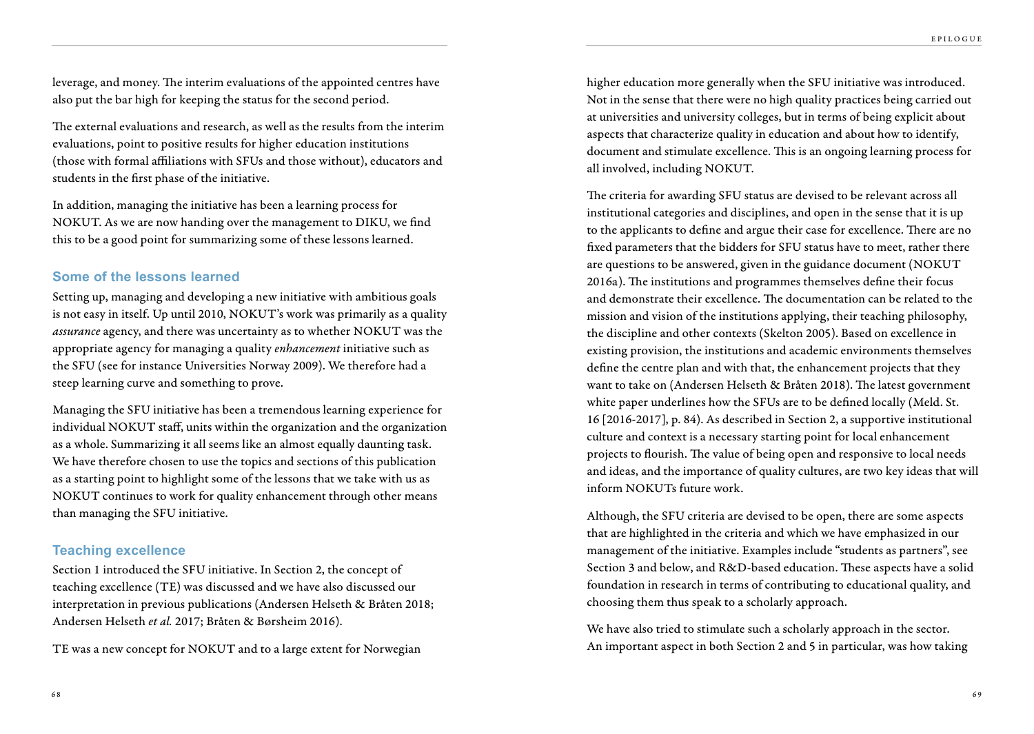leverage, and money. The interim evaluations of the appointed centres have also put the bar high for keeping the status for the second period.

The external evaluations and research, as well as the results from the interim evaluations, point to positive results for higher education institutions (those with formal affiliations with SFUs and those without), educators and students in the first phase of the initiative.

In addition, managing the initiative has been a learning process for NOKUT. As we are now handing over the management to DIKU, we find this to be a good point for summarizing some of these lessons learned.

### Some of the lessons learned

Setting up, managing and developing a new initiative with ambitious goals is not easy in itself. Up until 2010, NOKUT's work was primarily as a quality *assurance* agency, and there was uncertainty as to whether NOKUT was the appropriate agency for managing a quality *enhancement* initiative such as the SFU (see for instance Universities Norway 2009). We therefore had a steep learning curve and something to prove.

Managing the SFU initiative has been a tremendous learning experience for individual NOKUT staff, units within the organization and the organization as a whole. Summarizing it all seems like an almost equally daunting task. We have therefore chosen to use the topics and sections of this publication as a starting point to highlight some of the lessons that we take with us as NOKUT continues to work for quality enhancement through other means than managing the SFU initiative.

### Teaching excellence

Section 1 introduced the SFU initiative. In Section 2, the concept of teaching excellence (TE) was discussed and we have also discussed our interpretation in previous publications (Andersen Helseth & Bråten 2018; Andersen Helseth *et al.* 2017; Bråten & Børsheim 2016).

TE was a new concept for NOKUT and to a large extent for Norwegian higher education more generally when the SFU initiative was introduced. Not in the sense that there were no high quality practices being carried out at universities and university colleges, but in terms of being explicit about aspects that characterize quality in education and about how to identify, document and stimulate excellence. This is an ongoing learning process for all involved, including NOKUT.

The criteria for awarding SFU status are devised to be relevant across all institutional categories and disciplines, and open in the sense that it is up to the applicants to define and argue their case for excellence. There are no fixed parameters that the bidders for SFU status have to meet, rather there are questions to be answered, given in the guidance document (NOKUT 2016a). The institutions and programmes themselves define their focus and demonstrate their excellence. The documentation can be related to the mission and vision of the institutions applying, their teaching philosophy, the discipline and other contexts (Skelton 2005). Based on excellence in existing provision, the institutions and academic environments themselves define the centre plan and with that, the enhancement projects that they want to take on (Andersen Helseth & Bråten 2018). The latest government white paper underlines how the SFUs are to be defined locally (Meld. St. 16 [2016-2017], p. 84). As described in Section 2, a supportive institutional culture and context is a necessary starting point for local enhancement projects to flourish. The value of being open and responsive to local needs and ideas, and the importance of quality cultures, are two key ideas that will inform NOKUTs future work.

Although, the SFU criteria are devised to be open, there are some aspects that are highlighted in the criteria and which we have emphasized in our management of the initiative. Examples include "students as partners", see Section 3 and below, and R&D-based education. These aspects have a solid foundation in research in terms of contributing to educational quality, and choosing them thus speak to a scholarly approach.

We have also tried to stimulate such a scholarly approach in the sector. An important aspect in both Section 2 and 5 in particular, was how taking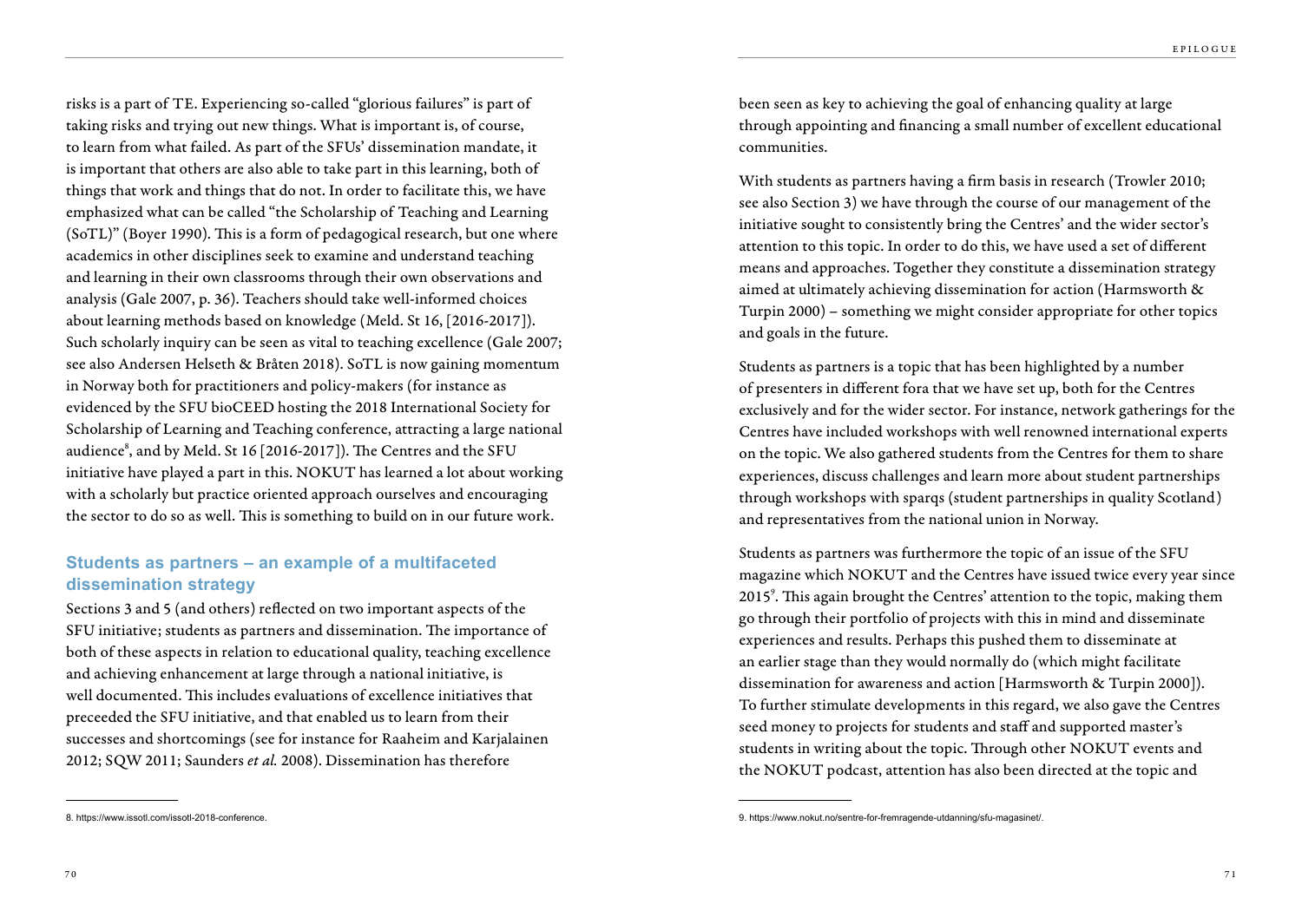risks is a part of TE. Experiencing so-called "glorious failures" is part of taking risks and trying out new things. What is important is, of course, to learn from what failed. As part of the SFUs' dissemination mandate, it is important that others are also able to take part in this learning, both of things that work and things that do not. In order to facilitate this, we have emphasized what can be called "the Scholarship of Teaching and Learning (SoTL)" (Boyer 1990). This is a form of pedagogical research, but one where academics in other disciplines seek to examine and understand teaching and learning in their own classrooms through their own observations and analysis (Gale 2007, p. 36). Teachers should take well-informed choices about learning methods based on knowledge (Meld. St 16, [2016-2017]). Such scholarly inquiry can be seen as vital to teaching excellence (Gale 2007; see also Andersen Helseth & Bråten 2018). SoTL is now gaining momentum in Norway both for practitioners and policy-makers (for instance as evidenced by the SFU bioCEED hosting the 2018 International Society for Scholarship of Learning and Teaching conference, attracting a large national audience[8], and by Meld. St 16 [2016-2017]). The Centres and the SFU initiative have played a part in this. NOKUT has learned a lot about working with a scholarly but practice oriented approach ourselves and encouraging the sector to do so as well. This is something to build on in our future work.

## Students as partners – an example of a multifaceted dissemination strategy

Sections 3 and 5 (and others) reflected on two important aspects of the SFU initiative; students as partners and dissemination. The importance of both of these aspects in relation to educational quality, teaching excellence and achieving enhancement at large through a national initiative, is well documented. This includes evaluations of excellence initiatives that preceeded the SFU initiative, and that enabled us to learn from their successes and shortcomings (see for instance for Raaheim and Karjalainen 2012; SQW 2011; Saunders *et al.* 2008). Dissemination has therefore been seen as key to achieving the goal of enhancing quality at large through appointing and financing a small number of excellent educational communities.

With students as partners having a firm basis in research (Trowler 2010; see also Section 3) we have through the course of our management of the initiative sought to consistently bring the Centres' and the wider sector's attention to this topic. In order to do this, we have used a set of different means and approaches. Together they constitute a dissemination strategy aimed at ultimately achieving dissemination for action (Harmsworth & Turpin 2000) – something we might consider appropriate for other topics and goals in the future.

Students as partners is a topic that has been highlighted by a number of presenters in different fora that we have set up, both for the Centres exclusively and for the wider sector. For instance, network gatherings for the Centres have included workshops with well renowned international experts on the topic. We also gathered students from the Centres for them to share experiences, discuss challenges and learn more about student partnerships through workshops with sparqs (student partnerships in quality Scotland) and representatives from the national union in Norway.

Students as partners was furthermore the topic of an issue of the SFU magazine which NOKUT and the Centres have issued twice every year since 2015[9]. This again brought the Centres' attention to the topic, making them go through their portfolio of projects with this in mind and disseminate experiences and results. Perhaps this pushed them to disseminate at an earlier stage than they would normally do (which might facilitate dissemination for awareness and action [Harmsworth & Turpin 2000]). To further stimulate developments in this regard, we also gave the Centres seed money to projects for students and staff and supported master's students in writing about the topic. Through other NOKUT events and the NOKUT podcast, attention has also been directed at the topic and

---

8. https://www.issotl.com/issotl-2018-conference.

9. https://www.nokut.no/sentre-for-fremragende-utdanning/sfu-magasinet/.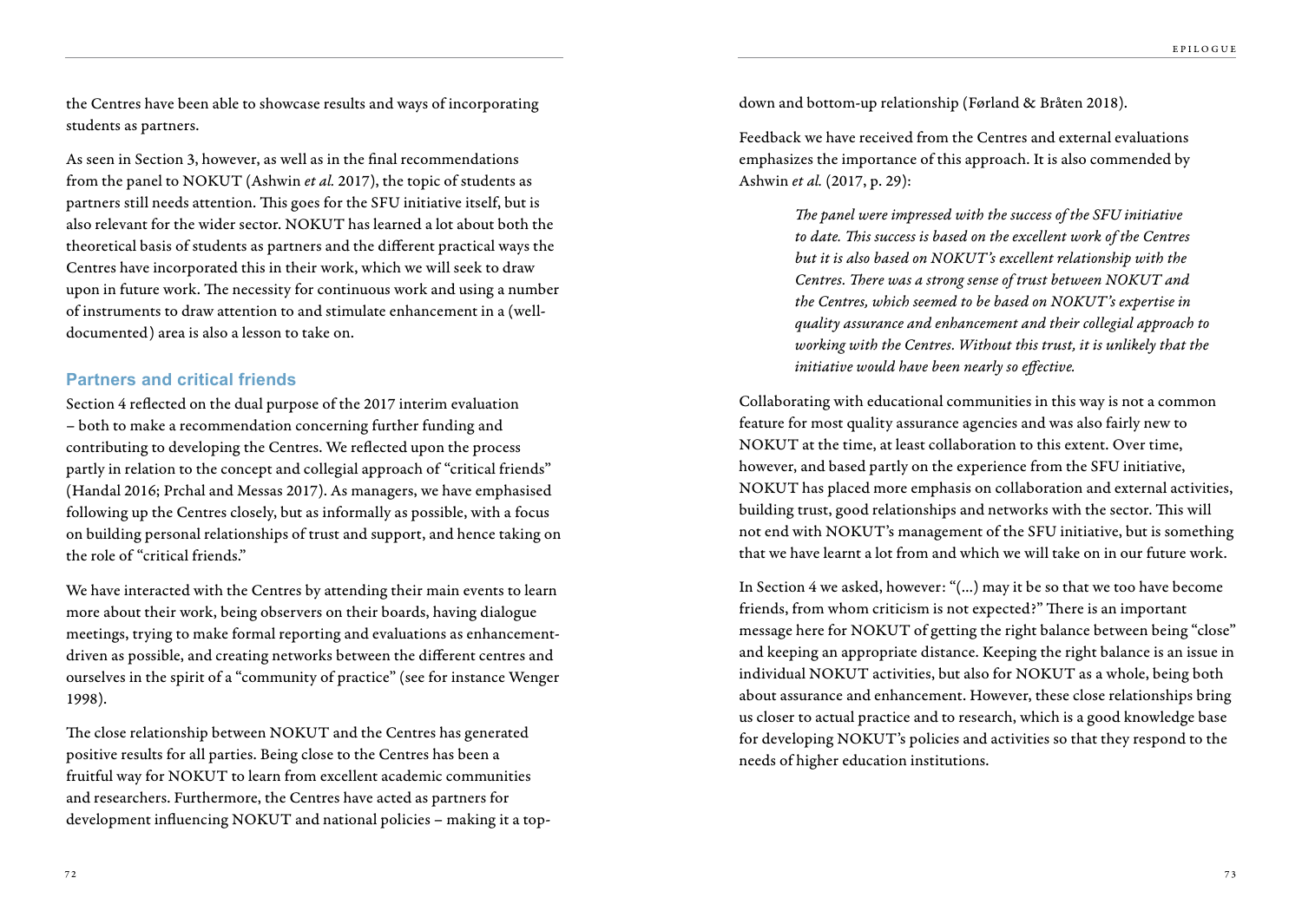the Centres have been able to showcase results and ways of incorporating students as partners.

As seen in Section 3, however, as well as in the final recommendations from the panel to NOKUT (Ashwin *et al.* 2017), the topic of students as partners still needs attention. This goes for the SFU initiative itself, but is also relevant for the wider sector. NOKUT has learned a lot about both the theoretical basis of students as partners and the different practical ways the Centres have incorporated this in their work, which we will seek to draw upon in future work. The necessity for continuous work and using a number of instruments to draw attention to and stimulate enhancement in a (well-documented) area is also a lesson to take on.

## Partners and critical friends

Section 4 reflected on the dual purpose of the 2017 interim evaluation – both to make a recommendation concerning further funding and contributing to developing the Centres. We reflected upon the process partly in relation to the concept and collegial approach of "critical friends" (Handal 2016; Prchal and Messas 2017). As managers, we have emphasised following up the Centres closely, but as informally as possible, with a focus on building personal relationships of trust and support, and hence taking on the role of "critical friends."

We have interacted with the Centres by attending their main events to learn more about their work, being observers on their boards, having dialogue meetings, trying to make formal reporting and evaluations as enhancement-driven as possible, and creating networks between the different centres and ourselves in the spirit of a "community of practice" (see for instance Wenger 1998).

The close relationship between NOKUT and the Centres has generated positive results for all parties. Being close to the Centres has been a fruitful way for NOKUT to learn from excellent academic communities and researchers. Furthermore, the Centres have acted as partners for development influencing NOKUT and national policies – making it a top-down and bottom-up relationship (Førland & Bråten 2018).

Feedback we have received from the Centres and external evaluations emphasizes the importance of this approach. It is also commended by Ashwin *et al.* (2017, p. 29):

> *The panel were impressed with the success of the SFU initiative to date. This success is based on the excellent work of the Centres but it is also based on NOKUT's excellent relationship with the Centres. There was a strong sense of trust between NOKUT and the Centres, which seemed to be based on NOKUT's expertise in quality assurance and enhancement and their collegial approach to working with the Centres. Without this trust, it is unlikely that the initiative would have been nearly so effective.*

Collaborating with educational communities in this way is not a common feature for most quality assurance agencies and was also fairly new to NOKUT at the time, at least collaboration to this extent. Over time, however, and based partly on the experience from the SFU initiative, NOKUT has placed more emphasis on collaboration and external activities, building trust, good relationships and networks with the sector. This will not end with NOKUT's management of the SFU initiative, but is something that we have learnt a lot from and which we will take on in our future work.

In Section 4 we asked, however: "(...) may it be so that we too have become friends, from whom criticism is not expected?" There is an important message here for NOKUT of getting the right balance between being "close" and keeping an appropriate distance. Keeping the right balance is an issue in individual NOKUT activities, but also for NOKUT as a whole, being both about assurance and enhancement. However, these close relationships bring us closer to actual practice and to research, which is a good knowledge base for developing NOKUT's policies and activities so that they respond to the needs of higher education institutions.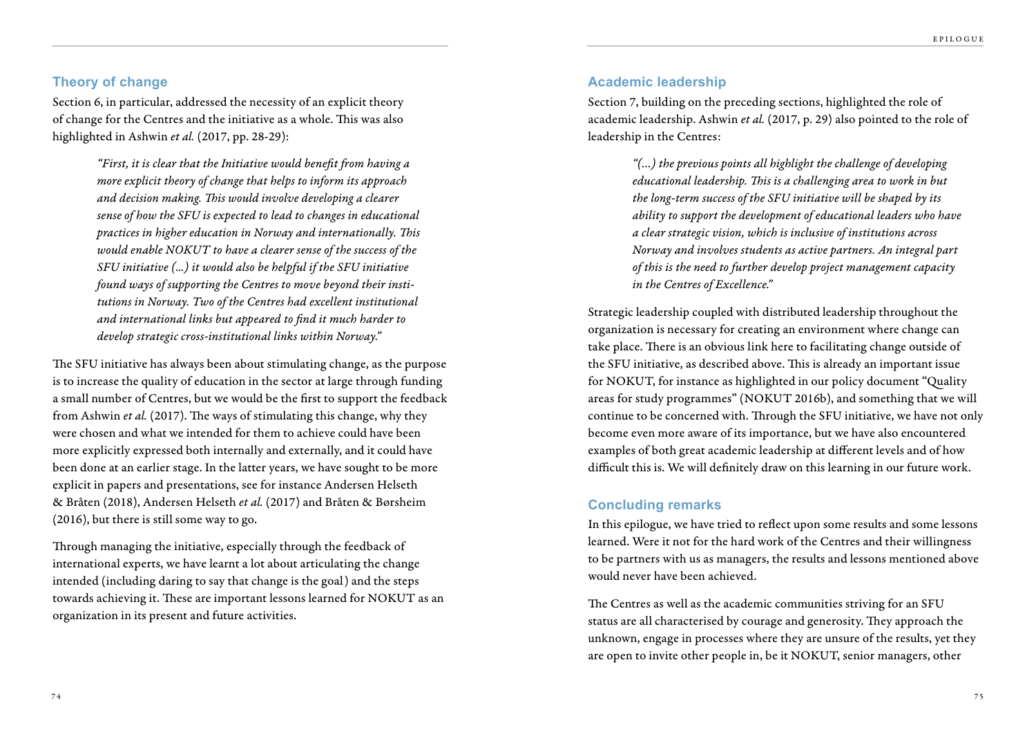## Theory of change

Section 6, in particular, addressed the necessity of an explicit theory of change for the Centres and the initiative as a whole. This was also highlighted in Ashwin *et al.* (2017, pp. 28-29):

> *"First, it is clear that the Initiative would benefit from having a more explicit theory of change that helps to inform its approach and decision making. This would involve developing a clearer sense of how the SFU is expected to lead to changes in educational practices in higher education in Norway and internationally. This would enable NOKUT to have a clearer sense of the success of the SFU initiative (...) it would also be helpful if the SFU initiative found ways of supporting the Centres to move beyond their institutions in Norway. Two of the Centres had excellent institutional and international links but appeared to find it much harder to develop strategic cross-institutional links within Norway."*

The SFU initiative has always been about stimulating change, as the purpose is to increase the quality of education in the sector at large through funding a small number of Centres, but we would be the first to support the feedback from Ashwin *et al.* (2017). The ways of stimulating this change, why they were chosen and what we intended for them to achieve could have been more explicitly expressed both internally and externally, and it could have been done at an earlier stage. In the latter years, we have sought to be more explicit in papers and presentations, see for instance Andersen Helseth & Bråten (2018), Andersen Helseth *et al.* (2017) and Bråten & Børsheim (2016), but there is still some way to go.

Through managing the initiative, especially through the feedback of international experts, we have learnt a lot about articulating the change intended (including daring to say that change is the goal) and the steps towards achieving it. These are important lessons learned for NOKUT as an organization in its present and future activities.

## Academic leadership

Section 7, building on the preceding sections, highlighted the role of academic leadership. Ashwin *et al.* (2017, p. 29) also pointed to the role of leadership in the Centres:

> *"(...) the previous points all highlight the challenge of developing educational leadership. This is a challenging area to work in but the long-term success of the SFU initiative will be shaped by its ability to support the development of educational leaders who have a clear strategic vision, which is inclusive of institutions across Norway and involves students as active partners. An integral part of this is the need to further develop project management capacity in the Centres of Excellence."*

Strategic leadership coupled with distributed leadership throughout the organization is necessary for creating an environment where change can take place. There is an obvious link here to facilitating change outside of the SFU initiative, as described above. This is already an important issue for NOKUT, for instance as highlighted in our policy document "Quality areas for study programmes" (NOKUT 2016b), and something that we will continue to be concerned with. Through the SFU initiative, we have not only become even more aware of its importance, but we have also encountered examples of both great academic leadership at different levels and of how difficult this is. We will definitely draw on this learning in our future work.

## Concluding remarks

In this epilogue, we have tried to reflect upon some results and some lessons learned. Were it not for the hard work of the Centres and their willingness to be partners with us as managers, the results and lessons mentioned above would never have been achieved.

The Centres as well as the academic communities striving for an SFU status are all characterised by courage and generosity. They approach the unknown, engage in processes where they are unsure of the results, yet they are open to invite other people in, be it NOKUT, senior managers, other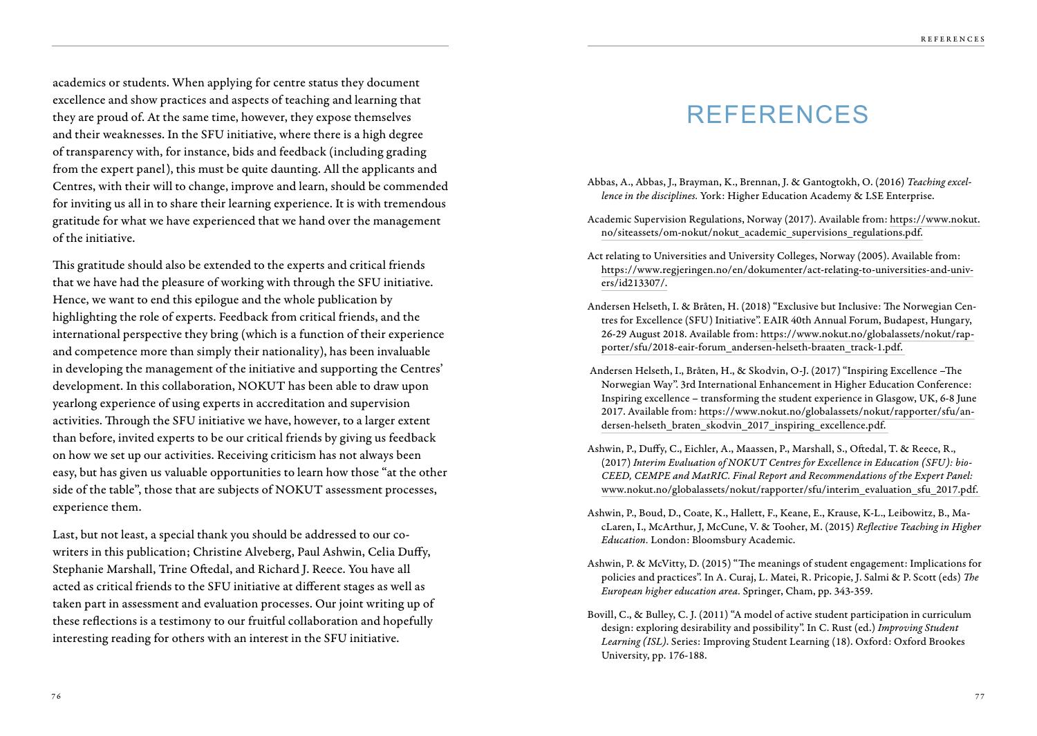academics or students. When applying for centre status they document excellence and show practices and aspects of teaching and learning that they are proud of. At the same time, however, they expose themselves and their weaknesses. In the SFU initiative, where there is a high degree of transparency with, for instance, bids and feedback (including grading from the expert panel), this must be quite daunting. All the applicants and Centres, with their will to change, improve and learn, should be commended for inviting us all in to share their learning experience. It is with tremendous gratitude for what we have experienced that we hand over the management of the initiative.

This gratitude should also be extended to the experts and critical friends that we have had the pleasure of working with through the SFU initiative. Hence, we want to end this epilogue and the whole publication by highlighting the role of experts. Feedback from critical friends, and the international perspective they bring (which is a function of their experience and competence more than simply their nationality), has been invaluable in developing the management of the initiative and supporting the Centres' development. In this collaboration, NOKUT has been able to draw upon yearlong experience of using experts in accreditation and supervision activities. Through the SFU initiative we have, however, to a larger extent than before, invited experts to be our critical friends by giving us feedback on how we set up our activities. Receiving criticism has not always been easy, but has given us valuable opportunities to learn how those "at the other side of the table", those that are subjects of NOKUT assessment processes, experience them.

Last, but not least, a special thank you should be addressed to our co-writers in this publication; Christine Alveberg, Paul Ashwin, Celia Duffy, Stephanie Marshall, Trine Oftedal, and Richard J. Reece. You have all acted as critical friends to the SFU initiative at different stages as well as taken part in assessment and evaluation processes. Our joint writing up of these reflections is a testimony to our fruitful collaboration and hopefully interesting reading for others with an interest in the SFU initiative.

# REFERENCES

Abbas, A., Abbas, J., Brayman, K., Brennan, J. & Gantogtokh, O. (2016) *Teaching excellence in the disciplines.* York: Higher Education Academy & LSE Enterprise.

Academic Supervision Regulations, Norway (2017). Available from: https://www.nokut.no/siteassets/om-nokut/nokut_academic_supervisions_regulations.pdf.

Act relating to Universities and University Colleges, Norway (2005). Available from: https://www.regjeringen.no/en/dokumenter/act-relating-to-universities-and-univers/id213307/.

Andersen Helseth, I. & Bråten, H. (2018) "Exclusive but Inclusive: The Norwegian Centres for Excellence (SFU) Initiative". EAIR 40th Annual Forum, Budapest, Hungary, 26-29 August 2018. Available from: https://www.nokut.no/globalassets/nokut/rapporter/sfu/2018-eair-forum_andersen-helseth-braaten_track-1.pdf.

Andersen Helseth, I., Bråten, H., & Skodvin, O-J. (2017) "Inspiring Excellence –The Norwegian Way". 3rd International Enhancement in Higher Education Conference: Inspiring excellence – transforming the student experience in Glasgow, UK, 6-8 June 2017. Available from: https://www.nokut.no/globalassets/nokut/rapporter/sfu/andersen-helseth_braten_skodvin_2017_inspiring_excellence.pdf.

Ashwin, P., Duffy, C., Eichler, A., Maassen, P., Marshall, S., Oftedal, T. & Reece, R., (2017) *Interim Evaluation of NOKUT Centres for Excellence in Education (SFU): bioCEED, CEMPE and MatRIC. Final Report and Recommendations of the Expert Panel:* www.nokut.no/globalassets/nokut/rapporter/sfu/interim_evaluation_sfu_2017.pdf.

Ashwin, P., Boud, D., Coate, K., Hallett, F., Keane, E., Krause, K-L., Leibowitz, B., MacLaren, I., McArthur, J, McCune, V. & Tooher, M. (2015) *Reflective Teaching in Higher Education.* London: Bloomsbury Academic.

Ashwin, P. & McVitty, D. (2015) "The meanings of student engagement: Implications for policies and practices". In A. Curaj, L. Matei, R. Pricopie, J. Salmi & P. Scott (eds) *The European higher education area.* Springer, Cham, pp. 343-359.

Bovill, C., & Bulley, C. J. (2011) "A model of active student participation in curriculum design: exploring desirability and possibility". In C. Rust (ed.) *Improving Student Learning (ISL)*. Series: Improving Student Learning (18). Oxford: Oxford Brookes University, pp. 176-188.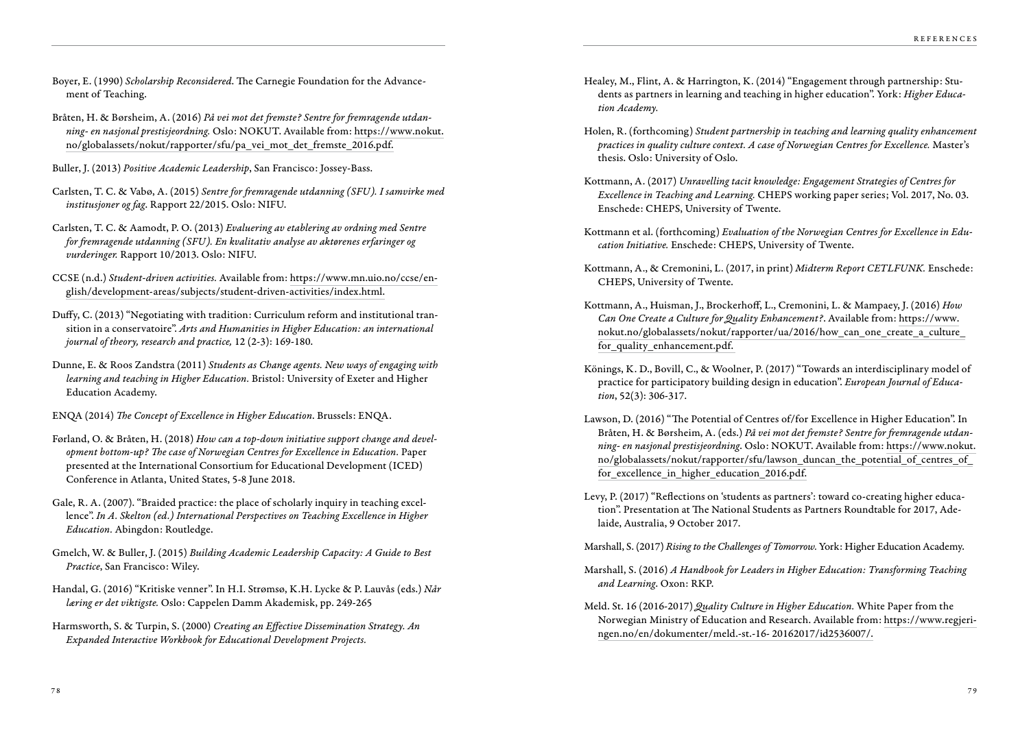Boyer, E. (1990) *Scholarship Reconsidered*. The Carnegie Foundation for the Advancement of Teaching.

Bråten, H. & Børsheim, A. (2016) *På vei mot det fremste? Sentre for fremragende utdanning- en nasjonal prestisjeordning.* Oslo: NOKUT. Available from: https://www.nokut.no/globalassets/nokut/rapporter/sfu/pa_vei_mot_det_fremste_2016.pdf.

Buller, J. (2013) *Positive Academic Leadership*, San Francisco: Jossey-Bass.

Carlsten, T. C. & Vabø, A. (2015) *Sentre for fremragende utdanning (SFU). I samvirke med institusjoner og fag*. Rapport 22/2015. Oslo: NIFU.

Carlsten, T. C. & Aamodt, P. O. (2013) *Evaluering av etablering av ordning med Sentre for fremragende utdanning (SFU). En kvalitativ analyse av aktørenes erfaringer og vurderinger.* Rapport 10/2013. Oslo: NIFU.

CCSE (n.d.) *Student-driven activities.* Available from: https://www.mn.uio.no/ccse/english/development-areas/subjects/student-driven-activities/index.html.

Duffy, C. (2013) "Negotiating with tradition: Curriculum reform and institutional transition in a conservatoire". *Arts and Humanities in Higher Education: an international journal of theory, research and practice,* 12 (2-3): 169-180.

Dunne, E. & Roos Zandstra (2011) *Students as Change agents. New ways of engaging with learning and teaching in Higher Education.* Bristol: University of Exeter and Higher Education Academy.

ENQA (2014) *The Concept of Excellence in Higher Education*. Brussels: ENQA.

Førland, O. & Bråten, H. (2018) *How can a top-down initiative support change and development bottom-up? The case of Norwegian Centres for Excellence in Education.* Paper presented at the International Consortium for Educational Development (ICED) Conference in Atlanta, United States, 5-8 June 2018.

Gale, R. A. (2007). "Braided practice: the place of scholarly inquiry in teaching excellence". *In A. Skelton (ed.) International Perspectives on Teaching Excellence in Higher Education.* Abingdon: Routledge.

Gmelch, W. & Buller, J. (2015) *Building Academic Leadership Capacity: A Guide to Best Practice*, San Francisco: Wiley.

Handal, G. (2016) "Kritiske venner". In H.I. Strømsø, K.H. Lycke & P. Lauvås (eds.) *Når læring er det viktigste.* Oslo: Cappelen Damm Akademisk, pp. 249-265

Harmsworth, S. & Turpin, S. (2000) *Creating an Effective Dissemination Strategy. An Expanded Interactive Workbook for Educational Development Projects.*

Healey, M., Flint, A. & Harrington, K. (2014) "Engagement through partnership: Students as partners in learning and teaching in higher education". York: *Higher Education Academy.*

Holen, R. (forthcoming) *Student partnership in teaching and learning quality enhancement practices in quality culture context. A case of Norwegian Centres for Excellence.* Master's thesis. Oslo: University of Oslo.

Kottmann, A. (2017) *Unravelling tacit knowledge: Engagement Strategies of Centres for Excellence in Teaching and Learning.* CHEPS working paper series; Vol. 2017, No. 03. Enschede: CHEPS, University of Twente.

Kottmann et al. (forthcoming) *Evaluation of the Norwegian Centres for Excellence in Education Initiative.* Enschede: CHEPS, University of Twente.

Kottmann, A., & Cremonini, L. (2017, in print) *Midterm Report CETLFUNK.* Enschede: CHEPS, University of Twente.

Kottmann, A., Huisman, J., Brockerhoff, L., Cremonini, L. & Mampaey, J. (2016) *How Can One Create a Culture for Quality Enhancement?*. Available from: https://www.nokut.no/globalassets/nokut/rapporter/ua/2016/how_can_one_create_a_culture_for_quality_enhancement.pdf.

Könings, K. D., Bovill, C., & Woolner, P. (2017) "Towards an interdisciplinary model of practice for participatory building design in education". *European Journal of Education*, 52(3): 306-317.

Lawson, D. (2016) "The Potential of Centres of/for Excellence in Higher Education". In Bråten, H. & Børsheim, A. (eds.) *På vei mot det fremste? Sentre for fremragende utdanning- en nasjonal prestisjeordning*. Oslo: NOKUT. Available from: https://www.nokut.no/globalassets/nokut/rapporter/sfu/lawson_duncan_the_potential_of_centres_of_for_excellence_in_higher_education_2016.pdf.

Levy, P. (2017) "Reflections on 'students as partners': toward co-creating higher education". Presentation at The National Students as Partners Roundtable for 2017, Adelaide, Australia, 9 October 2017.

Marshall, S. (2017) *Rising to the Challenges of Tomorrow.* York: Higher Education Academy.

Marshall, S. (2016) *A Handbook for Leaders in Higher Education: Transforming Teaching and Learning*. Oxon: RKP.

Meld. St. 16 (2016-2017) *Quality Culture in Higher Education.* White Paper from the Norwegian Ministry of Education and Research. Available from: https://www.regjeringen.no/en/dokumenter/meld.-st.-16- 20162017/id2536007/.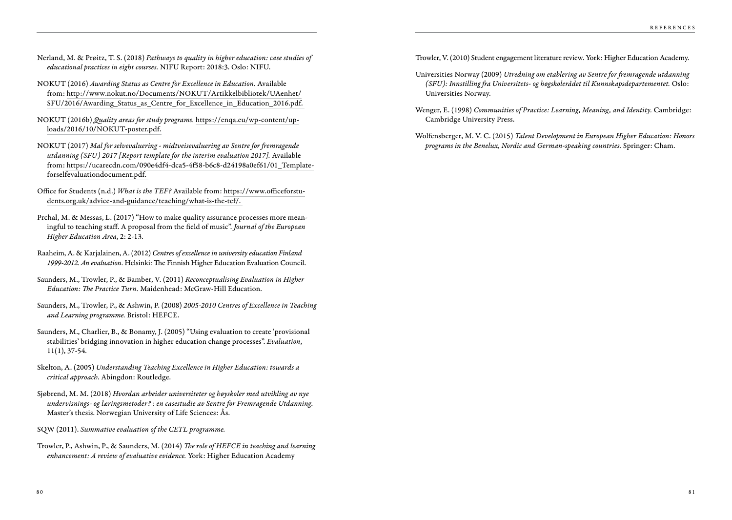Nerland, M. & Prøitz, T. S. (2018) *Pathways to quality in higher education: case studies of educational practices in eight courses.* NIFU Report: 2018:3. Oslo: NIFU.

NOKUT (2016) *Awarding Status as Centre for Excellence in Education.* Available from: http://www.nokut.no/Documents/NOKUT/Artikkelbibliotek/UAenhet/SFU/2016/Awarding_Status_as_Centre_for_Excellence_in_Education_2016.pdf.

NOKUT (2016b) *Quality areas for study programs.* https://enqa.eu/wp-content/uploads/2016/10/NOKUT-poster.pdf.

NOKUT (2017) *Mal for selvevaluering - midtveisevaluering av Sentre for fremragende utdanning (SFU) 2017 [Report template for the interim evaluation 2017].* Available from: https://ucarecdn.com/090e4df4-dca5-4f58-b6c8-d24198a0ef61/01_Template-forselfevaluationdocument.pdf.

Office for Students (n.d.) *What is the TEF?* Available from: https://www.officeforstudents.org.uk/advice-and-guidance/teaching/what-is-the-tef/.

Prchal, M. & Messas, L. (2017) "How to make quality assurance processes more meaningful to teaching staff. A proposal from the field of music". *Journal of the European Higher Education Area*, 2: 2-13.

Raaheim, A. & Karjalainen, A. (2012) *Centres of excellence in university education Finland 1999-2012. An evaluation.* Helsinki: The Finnish Higher Education Evaluation Council.

Saunders, M., Trowler, P., & Bamber, V. (2011) *Reconceptualising Evaluation in Higher Education: The Practice Turn.* Maidenhead: McGraw-Hill Education.

Saunders, M., Trowler, P., & Ashwin, P. (2008) *2005-2010 Centres of Excellence in Teaching and Learning programme.* Bristol: HEFCE.

Saunders, M., Charlier, B., & Bonamy, J. (2005) "Using evaluation to create 'provisional stabilities' bridging innovation in higher education change processes". *Evaluation*, 11(1), 37-54.

Skelton, A. (2005) *Understanding Teaching Excellence in Higher Education: towards a critical approach*. Abingdon: Routledge.

Sjøbrend, M. M. (2018) *Hvordan arbeider universiteter og høyskoler med utvikling av nye undervisnings- og læringsmetoder? : en casestudie av Sentre for Fremragende Utdanning.* Master's thesis. Norwegian University of Life Sciences: Ås.

SQW (2011). *Summative evaluation of the CETL programme.*

Trowler, P., Ashwin, P., & Saunders, M. (2014) *The role of HEFCE in teaching and learning enhancement: A review of evaluative evidence.* York: Higher Education Academy

Trowler, V. (2010) Student engagement literature review. York: Higher Education Academy.

Universities Norway (2009) *Utredning om etablering av Sentre for fremragende utdanning (SFU): Innstilling fra Universitets- og høgskolerådet til Kunnskapsdepartementet.* Oslo: Universities Norway.

Wenger, E. (1998) *Communities of Practice: Learning, Meaning, and Identity.* Cambridge: Cambridge University Press.

Wolfensberger, M. V. C. (2015) *Talent Development in European Higher Education: Honors programs in the Benelux, Nordic and German-speaking countries.* Springer: Cham.